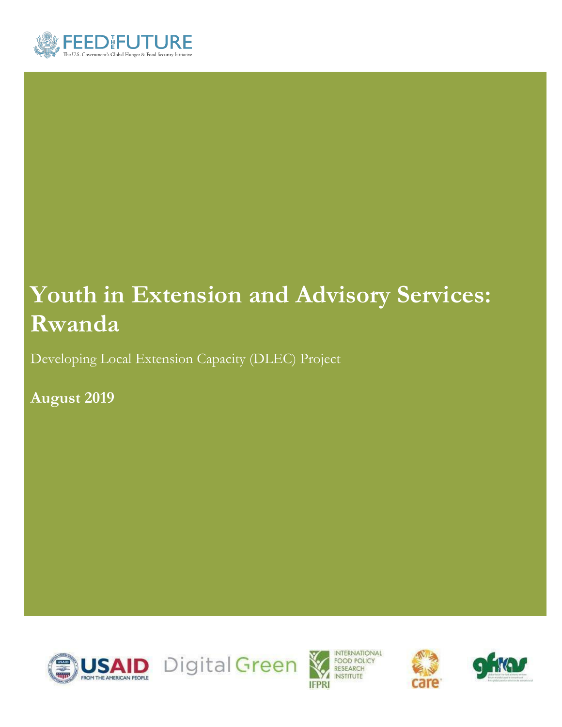FEED THE FUTURE

The U.S. Government's Global Hunger & Food Security Initiative

# Youth in Extension and Advisory Services: Rwanda

Developing Local Extension Capacity (DLEC) Project

**August 2019**

USAID FROM THE AMERICAN PEOPLE

Digital Green

IFPRI INTERNATIONAL FOOD POLICY RESEARCH INSTITUTE

care

gfras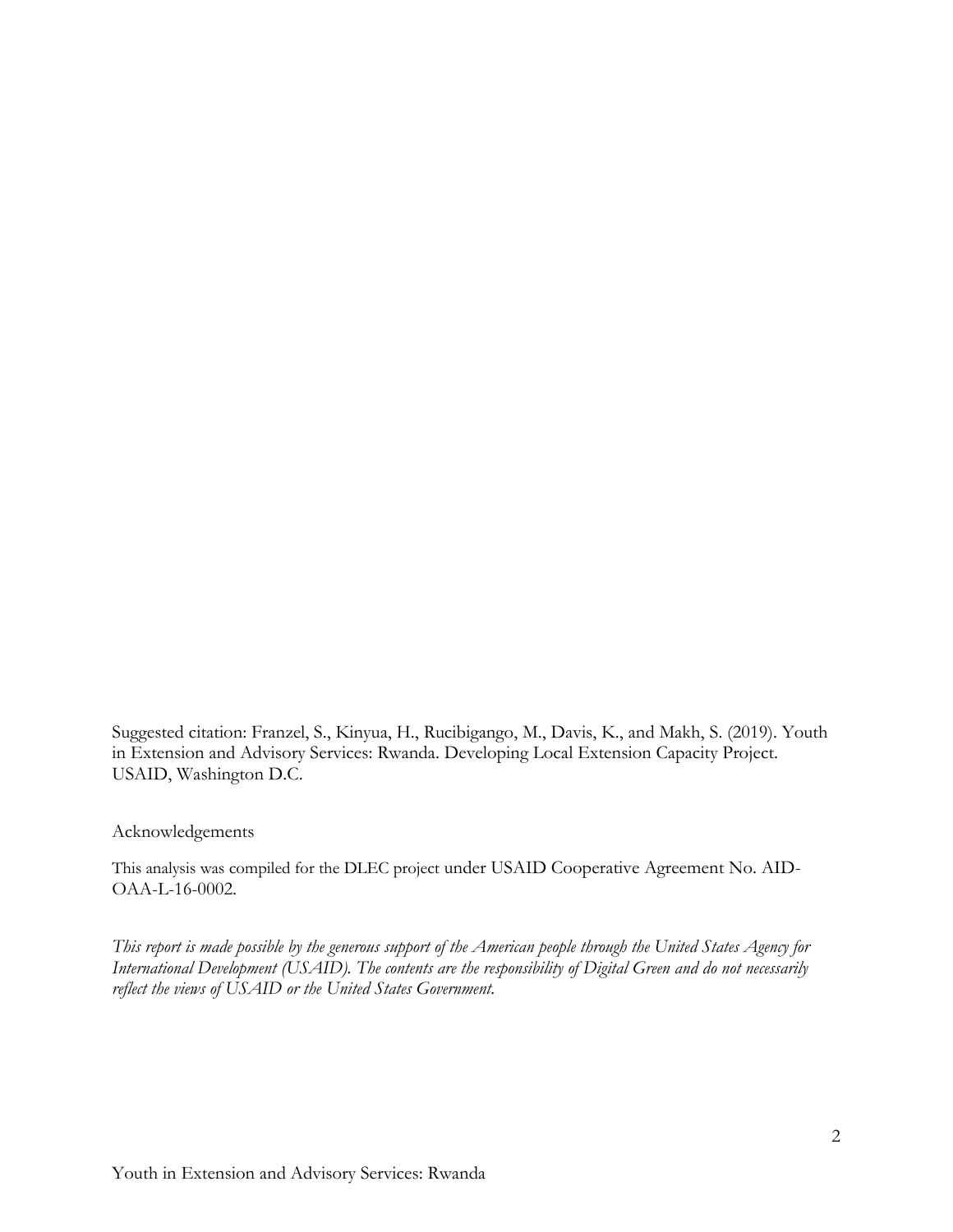Suggested citation: Franzel, S., Kinyua, H., Rucibigango, M., Davis, K., and Makh, S. (2019). Youth in Extension and Advisory Services: Rwanda. Developing Local Extension Capacity Project. USAID, Washington D.C.

Acknowledgements

This analysis was compiled for the DLEC project under USAID Cooperative Agreement No. AID-OAA-L-16-0002.

*This report is made possible by the generous support of the American people through the United States Agency for International Development (USAID). The contents are the responsibility of Digital Green and do not necessarily reflect the views of USAID or the United States Government.*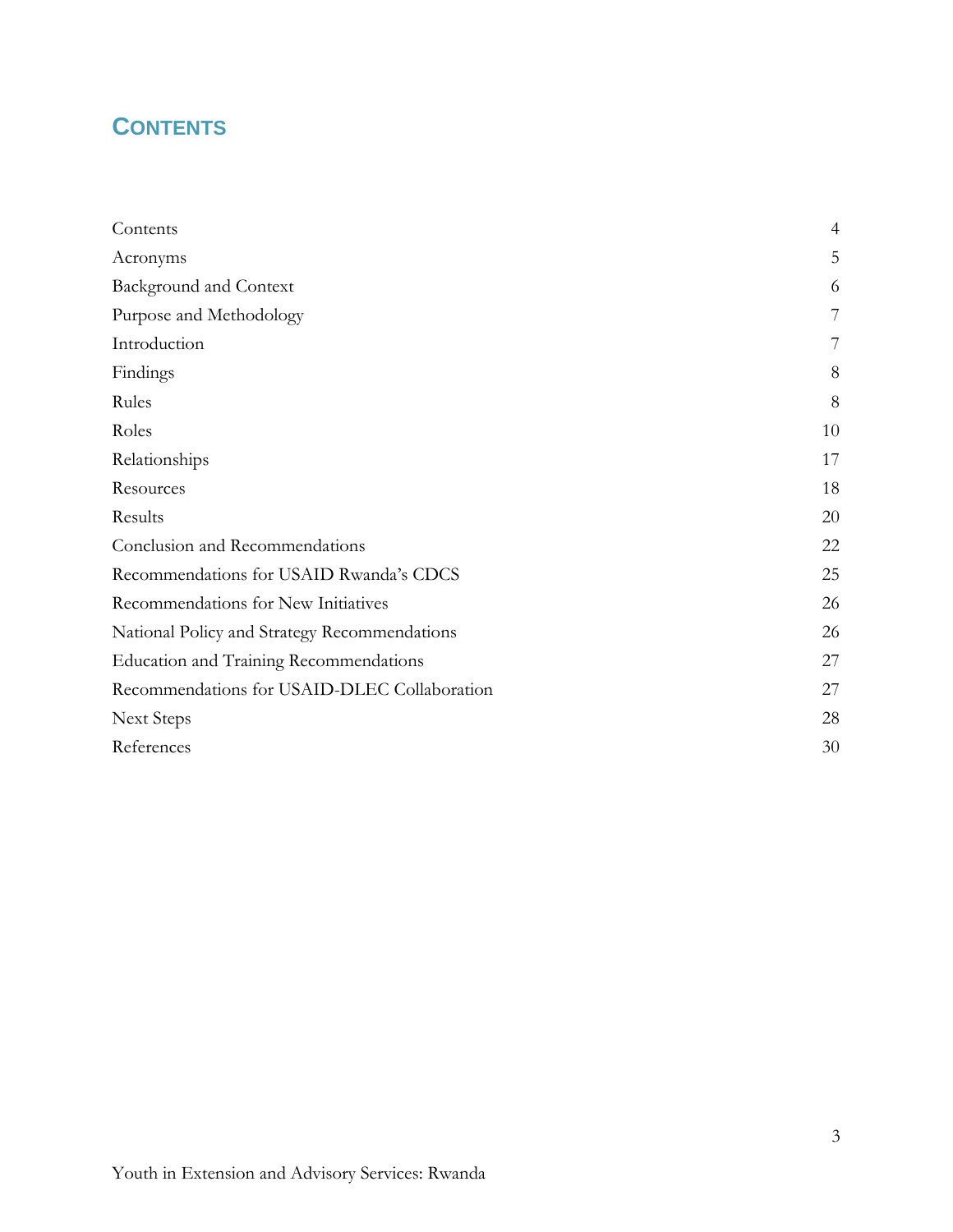## CONTENTS

| | |
|---|---|
| Contents | 4 |
| Acronyms | 5 |
| Background and Context | 6 |
| Purpose and Methodology | 7 |
| Introduction | 7 |
| Findings | 8 |
| Rules | 8 |
| Roles | 10 |
| Relationships | 17 |
| Resources | 18 |
| Results | 20 |
| Conclusion and Recommendations | 22 |
| Recommendations for USAID Rwanda's CDCS | 25 |
| Recommendations for New Initiatives | 26 |
| National Policy and Strategy Recommendations | 26 |
| Education and Training Recommendations | 27 |
| Recommendations for USAID-DLEC Collaboration | 27 |
| Next Steps | 28 |
| References | 30 |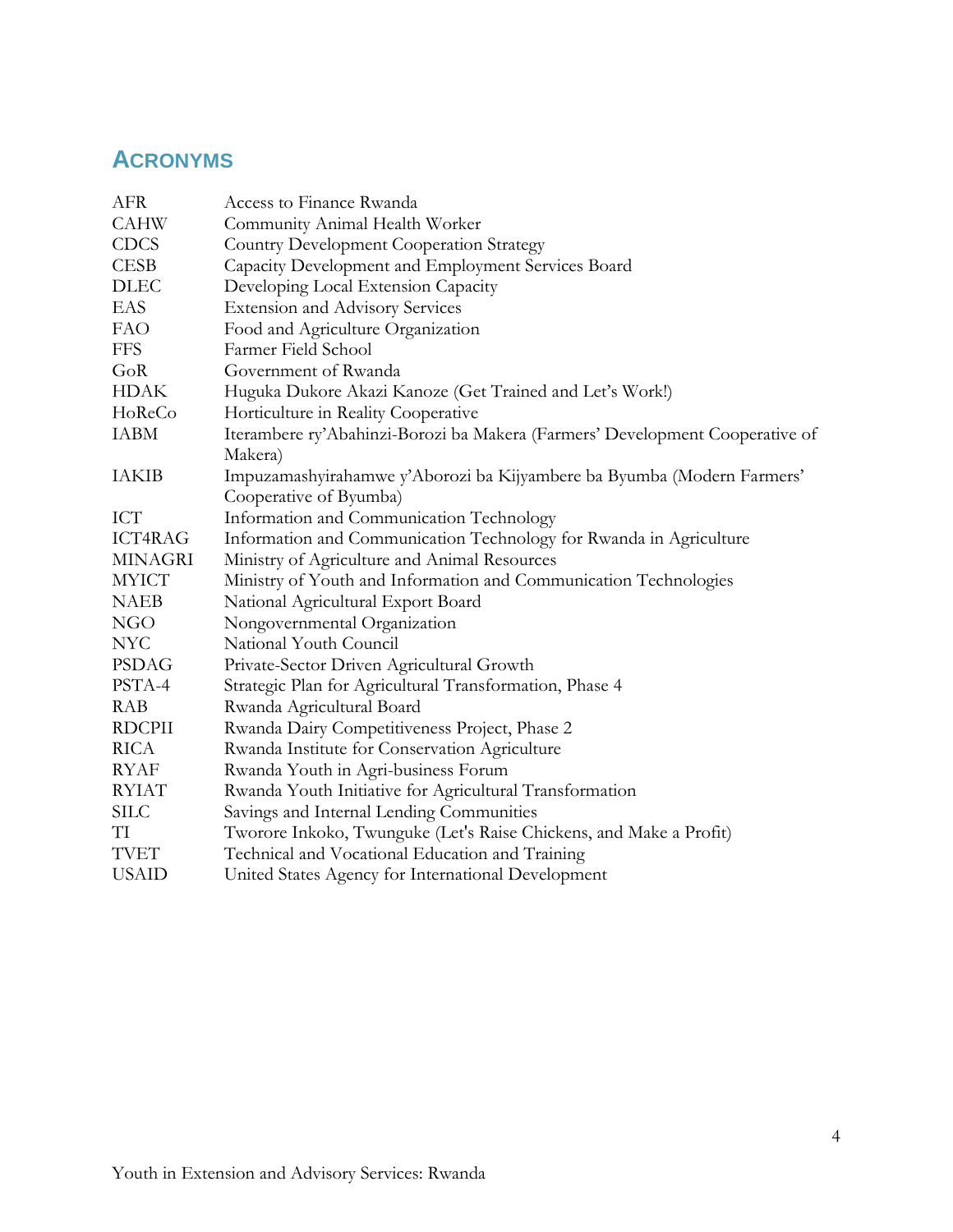## ACRONYMS

| | |
|---|---|
| AFR | Access to Finance Rwanda |
| CAHW | Community Animal Health Worker |
| CDCS | Country Development Cooperation Strategy |
| CESB | Capacity Development and Employment Services Board |
| DLEC | Developing Local Extension Capacity |
| EAS | Extension and Advisory Services |
| FAO | Food and Agriculture Organization |
| FFS | Farmer Field School |
| GoR | Government of Rwanda |
| HDAK | Huguka Dukore Akazi Kanoze (Get Trained and Let's Work!) |
| HoReCo | Horticulture in Reality Cooperative |
| IABM | Iterambere ry'Abahinzi-Borozi ba Makera (Farmers' Development Cooperative of Makera) |
| IAKIB | Impuzamashyirahamwe y'Aborozi ba Kijyambere ba Byumba (Modern Farmers' Cooperative of Byumba) |
| ICT | Information and Communication Technology |
| ICT4RAG | Information and Communication Technology for Rwanda in Agriculture |
| MINAGRI | Ministry of Agriculture and Animal Resources |
| MYICT | Ministry of Youth and Information and Communication Technologies |
| NAEB | National Agricultural Export Board |
| NGO | Nongovernmental Organization |
| NYC | National Youth Council |
| PSDAG | Private-Sector Driven Agricultural Growth |
| PSTA-4 | Strategic Plan for Agricultural Transformation, Phase 4 |
| RAB | Rwanda Agricultural Board |
| RDCPII | Rwanda Dairy Competitiveness Project, Phase 2 |
| RICA | Rwanda Institute for Conservation Agriculture |
| RYAF | Rwanda Youth in Agri-business Forum |
| RYIAT | Rwanda Youth Initiative for Agricultural Transformation |
| SILC | Savings and Internal Lending Communities |
| TI | Tworore Inkoko, Twunguke (Let's Raise Chickens, and Make a Profit) |
| TVET | Technical and Vocational Education and Training |
| USAID | United States Agency for International Development |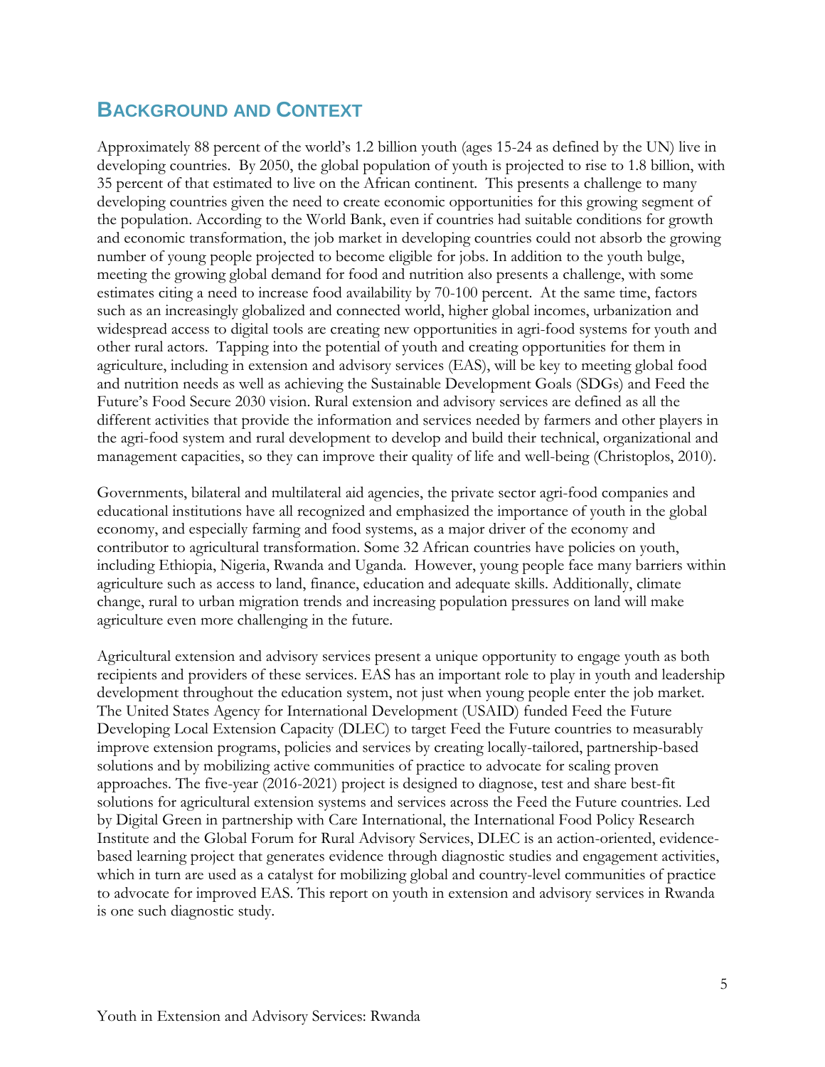## BACKGROUND AND CONTEXT

Approximately 88 percent of the world's 1.2 billion youth (ages 15-24 as defined by the UN) live in developing countries. By 2050, the global population of youth is projected to rise to 1.8 billion, with 35 percent of that estimated to live on the African continent. This presents a challenge to many developing countries given the need to create economic opportunities for this growing segment of the population. According to the World Bank, even if countries had suitable conditions for growth and economic transformation, the job market in developing countries could not absorb the growing number of young people projected to become eligible for jobs. In addition to the youth bulge, meeting the growing global demand for food and nutrition also presents a challenge, with some estimates citing a need to increase food availability by 70-100 percent. At the same time, factors such as an increasingly globalized and connected world, higher global incomes, urbanization and widespread access to digital tools are creating new opportunities in agri-food systems for youth and other rural actors. Tapping into the potential of youth and creating opportunities for them in agriculture, including in extension and advisory services (EAS), will be key to meeting global food and nutrition needs as well as achieving the Sustainable Development Goals (SDGs) and Feed the Future's Food Secure 2030 vision. Rural extension and advisory services are defined as all the different activities that provide the information and services needed by farmers and other players in the agri-food system and rural development to develop and build their technical, organizational and management capacities, so they can improve their quality of life and well-being (Christoplos, 2010).

Governments, bilateral and multilateral aid agencies, the private sector agri-food companies and educational institutions have all recognized and emphasized the importance of youth in the global economy, and especially farming and food systems, as a major driver of the economy and contributor to agricultural transformation. Some 32 African countries have policies on youth, including Ethiopia, Nigeria, Rwanda and Uganda. However, young people face many barriers within agriculture such as access to land, finance, education and adequate skills. Additionally, climate change, rural to urban migration trends and increasing population pressures on land will make agriculture even more challenging in the future.

Agricultural extension and advisory services present a unique opportunity to engage youth as both recipients and providers of these services. EAS has an important role to play in youth and leadership development throughout the education system, not just when young people enter the job market. The United States Agency for International Development (USAID) funded Feed the Future Developing Local Extension Capacity (DLEC) to target Feed the Future countries to measurably improve extension programs, policies and services by creating locally-tailored, partnership-based solutions and by mobilizing active communities of practice to advocate for scaling proven approaches. The five-year (2016-2021) project is designed to diagnose, test and share best-fit solutions for agricultural extension systems and services across the Feed the Future countries. Led by Digital Green in partnership with Care International, the International Food Policy Research Institute and the Global Forum for Rural Advisory Services, DLEC is an action-oriented, evidence-based learning project that generates evidence through diagnostic studies and engagement activities, which in turn are used as a catalyst for mobilizing global and country-level communities of practice to advocate for improved EAS. This report on youth in extension and advisory services in Rwanda is one such diagnostic study.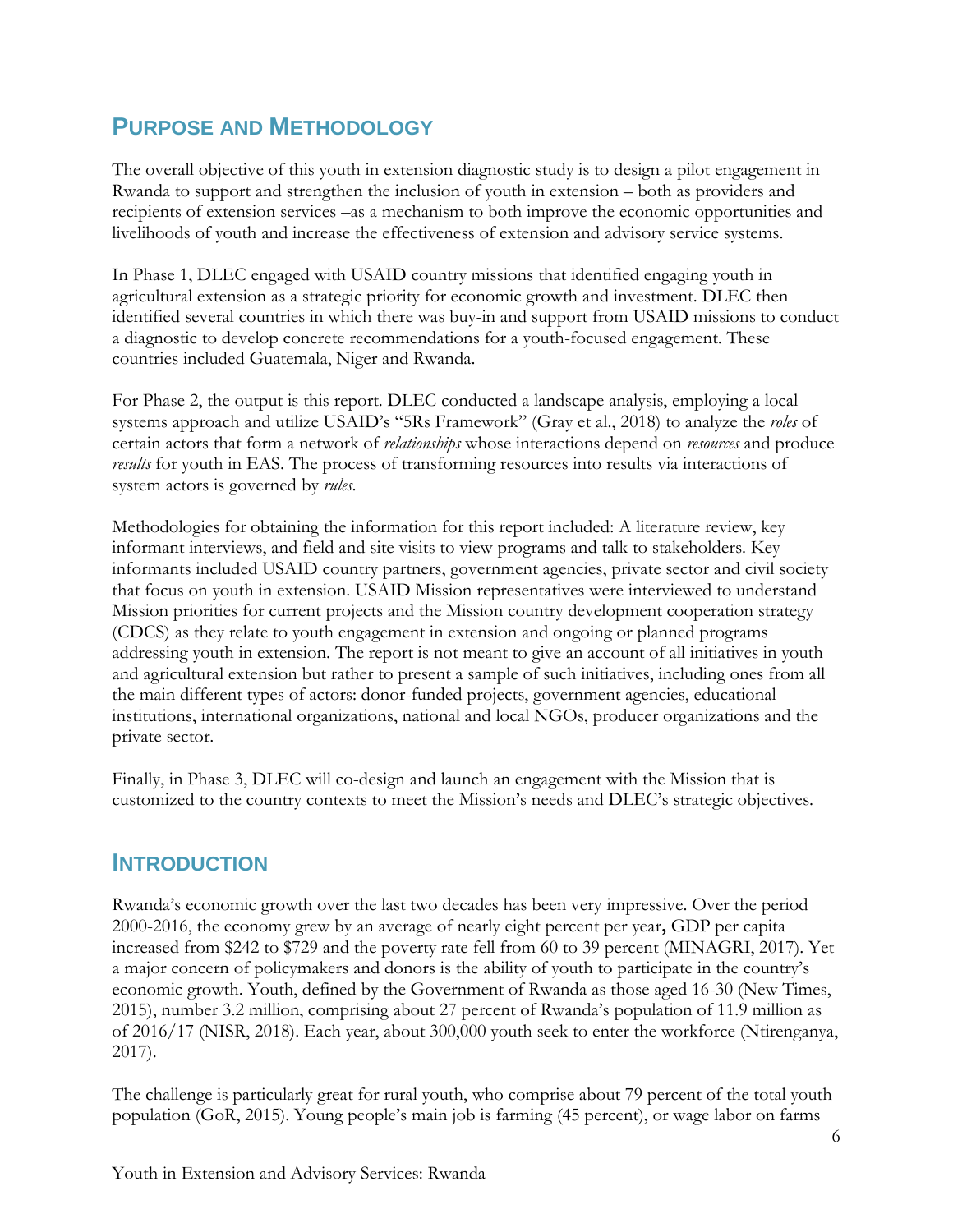## PURPOSE AND METHODOLOGY

The overall objective of this youth in extension diagnostic study is to design a pilot engagement in Rwanda to support and strengthen the inclusion of youth in extension – both as providers and recipients of extension services –as a mechanism to both improve the economic opportunities and livelihoods of youth and increase the effectiveness of extension and advisory service systems.

In Phase 1, DLEC engaged with USAID country missions that identified engaging youth in agricultural extension as a strategic priority for economic growth and investment. DLEC then identified several countries in which there was buy-in and support from USAID missions to conduct a diagnostic to develop concrete recommendations for a youth-focused engagement. These countries included Guatemala, Niger and Rwanda.

For Phase 2, the output is this report. DLEC conducted a landscape analysis, employing a local systems approach and utilize USAID's "5Rs Framework" (Gray et al., 2018) to analyze the *roles* of certain actors that form a network of *relationships* whose interactions depend on *resources* and produce *results* for youth in EAS. The process of transforming resources into results via interactions of system actors is governed by *rules*.

Methodologies for obtaining the information for this report included: A literature review, key informant interviews, and field and site visits to view programs and talk to stakeholders. Key informants included USAID country partners, government agencies, private sector and civil society that focus on youth in extension. USAID Mission representatives were interviewed to understand Mission priorities for current projects and the Mission country development cooperation strategy (CDCS) as they relate to youth engagement in extension and ongoing or planned programs addressing youth in extension. The report is not meant to give an account of all initiatives in youth and agricultural extension but rather to present a sample of such initiatives, including ones from all the main different types of actors: donor-funded projects, government agencies, educational institutions, international organizations, national and local NGOs, producer organizations and the private sector.

Finally, in Phase 3, DLEC will co-design and launch an engagement with the Mission that is customized to the country contexts to meet the Mission's needs and DLEC's strategic objectives.

## INTRODUCTION

Rwanda's economic growth over the last two decades has been very impressive. Over the period 2000-2016, the economy grew by an average of nearly eight percent per year**,** GDP per capita increased from $242 to $729 and the poverty rate fell from 60 to 39 percent (MINAGRI, 2017). Yet a major concern of policymakers and donors is the ability of youth to participate in the country's economic growth. Youth, defined by the Government of Rwanda as those aged 16-30 (New Times, 2015), number 3.2 million, comprising about 27 percent of Rwanda's population of 11.9 million as of 2016/17 (NISR, 2018). Each year, about 300,000 youth seek to enter the workforce (Ntirenganya, 2017).

The challenge is particularly great for rural youth, who comprise about 79 percent of the total youth population (GoR, 2015). Young people's main job is farming (45 percent), or wage labor on farms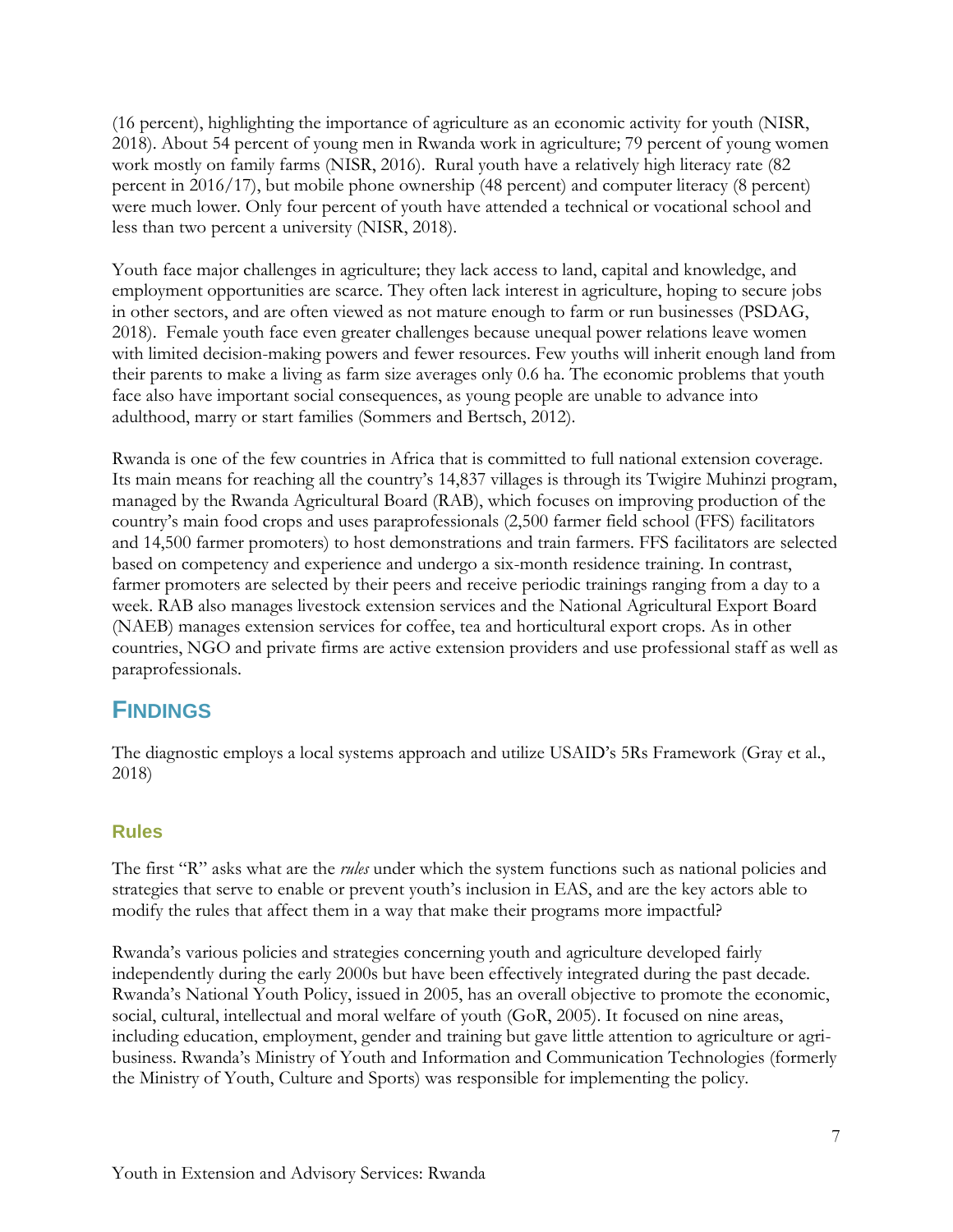(16 percent), highlighting the importance of agriculture as an economic activity for youth (NISR, 2018). About 54 percent of young men in Rwanda work in agriculture; 79 percent of young women work mostly on family farms (NISR, 2016). Rural youth have a relatively high literacy rate (82 percent in 2016/17), but mobile phone ownership (48 percent) and computer literacy (8 percent) were much lower. Only four percent of youth have attended a technical or vocational school and less than two percent a university (NISR, 2018).

Youth face major challenges in agriculture; they lack access to land, capital and knowledge, and employment opportunities are scarce. They often lack interest in agriculture, hoping to secure jobs in other sectors, and are often viewed as not mature enough to farm or run businesses (PSDAG, 2018). Female youth face even greater challenges because unequal power relations leave women with limited decision-making powers and fewer resources. Few youths will inherit enough land from their parents to make a living as farm size averages only 0.6 ha. The economic problems that youth face also have important social consequences, as young people are unable to advance into adulthood, marry or start families (Sommers and Bertsch, 2012).

Rwanda is one of the few countries in Africa that is committed to full national extension coverage. Its main means for reaching all the country's 14,837 villages is through its Twigire Muhinzi program, managed by the Rwanda Agricultural Board (RAB), which focuses on improving production of the country's main food crops and uses paraprofessionals (2,500 farmer field school (FFS) facilitators and 14,500 farmer promoters) to host demonstrations and train farmers. FFS facilitators are selected based on competency and experience and undergo a six-month residence training. In contrast, farmer promoters are selected by their peers and receive periodic trainings ranging from a day to a week. RAB also manages livestock extension services and the National Agricultural Export Board (NAEB) manages extension services for coffee, tea and horticultural export crops. As in other countries, NGO and private firms are active extension providers and use professional staff as well as paraprofessionals.

## FINDINGS

The diagnostic employs a local systems approach and utilize USAID's 5Rs Framework (Gray et al., 2018)

### Rules

The first "R" asks what are the *rules* under which the system functions such as national policies and strategies that serve to enable or prevent youth's inclusion in EAS, and are the key actors able to modify the rules that affect them in a way that make their programs more impactful?

Rwanda's various policies and strategies concerning youth and agriculture developed fairly independently during the early 2000s but have been effectively integrated during the past decade. Rwanda's National Youth Policy, issued in 2005, has an overall objective to promote the economic, social, cultural, intellectual and moral welfare of youth (GoR, 2005). It focused on nine areas, including education, employment, gender and training but gave little attention to agriculture or agri-business. Rwanda's Ministry of Youth and Information and Communication Technologies (formerly the Ministry of Youth, Culture and Sports) was responsible for implementing the policy.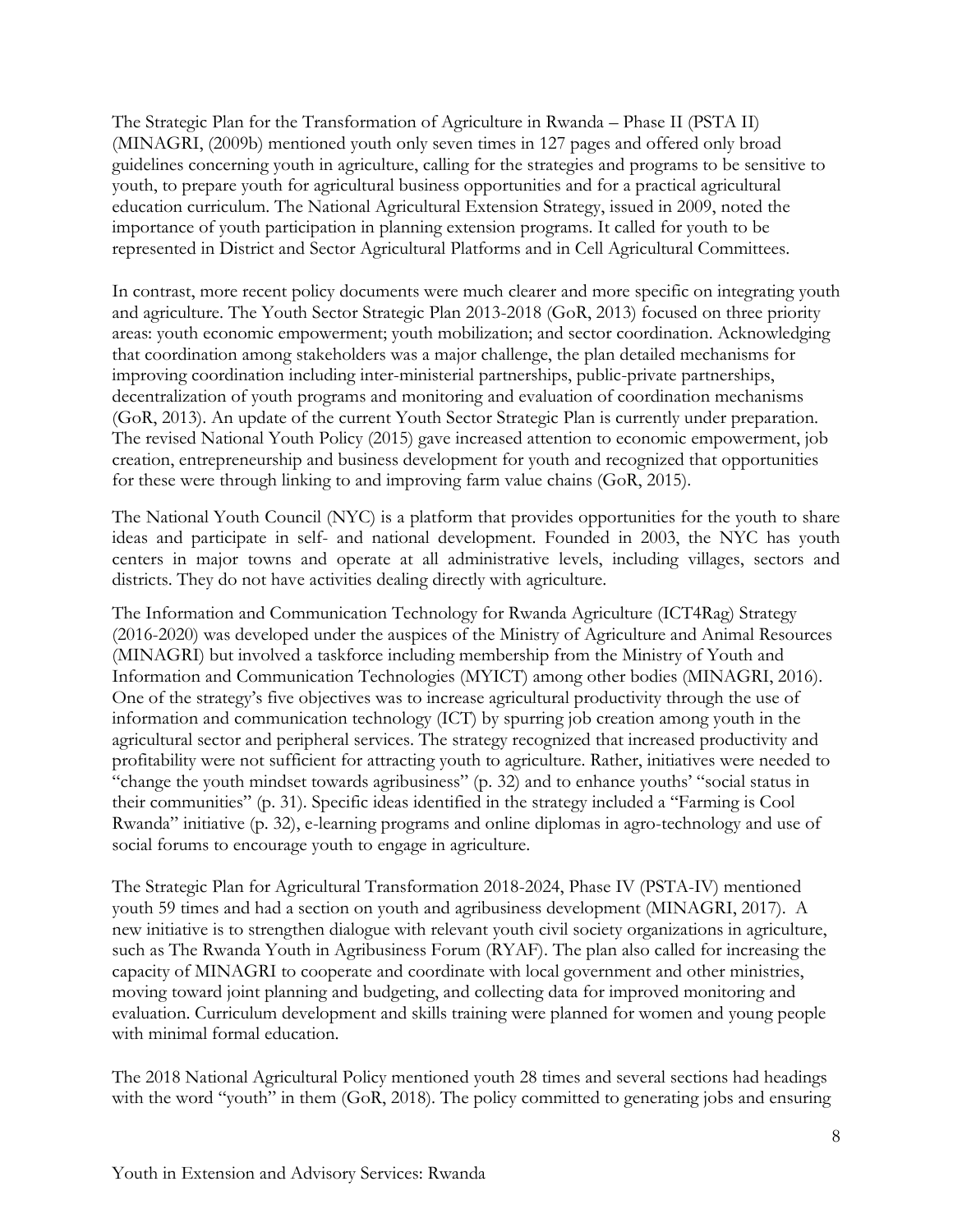The Strategic Plan for the Transformation of Agriculture in Rwanda – Phase II (PSTA II) (MINAGRI, (2009b) mentioned youth only seven times in 127 pages and offered only broad guidelines concerning youth in agriculture, calling for the strategies and programs to be sensitive to youth, to prepare youth for agricultural business opportunities and for a practical agricultural education curriculum. The National Agricultural Extension Strategy, issued in 2009, noted the importance of youth participation in planning extension programs. It called for youth to be represented in District and Sector Agricultural Platforms and in Cell Agricultural Committees.

In contrast, more recent policy documents were much clearer and more specific on integrating youth and agriculture. The Youth Sector Strategic Plan 2013-2018 (GoR, 2013) focused on three priority areas: youth economic empowerment; youth mobilization; and sector coordination. Acknowledging that coordination among stakeholders was a major challenge, the plan detailed mechanisms for improving coordination including inter-ministerial partnerships, public-private partnerships, decentralization of youth programs and monitoring and evaluation of coordination mechanisms (GoR, 2013). An update of the current Youth Sector Strategic Plan is currently under preparation. The revised National Youth Policy (2015) gave increased attention to economic empowerment, job creation, entrepreneurship and business development for youth and recognized that opportunities for these were through linking to and improving farm value chains (GoR, 2015).

The National Youth Council (NYC) is a platform that provides opportunities for the youth to share ideas and participate in self- and national development. Founded in 2003, the NYC has youth centers in major towns and operate at all administrative levels, including villages, sectors and districts. They do not have activities dealing directly with agriculture.

The Information and Communication Technology for Rwanda Agriculture (ICT4Rag) Strategy (2016-2020) was developed under the auspices of the Ministry of Agriculture and Animal Resources (MINAGRI) but involved a taskforce including membership from the Ministry of Youth and Information and Communication Technologies (MYICT) among other bodies (MINAGRI, 2016). One of the strategy's five objectives was to increase agricultural productivity through the use of information and communication technology (ICT) by spurring job creation among youth in the agricultural sector and peripheral services. The strategy recognized that increased productivity and profitability were not sufficient for attracting youth to agriculture. Rather, initiatives were needed to "change the youth mindset towards agribusiness" (p. 32) and to enhance youths' "social status in their communities" (p. 31). Specific ideas identified in the strategy included a "Farming is Cool Rwanda" initiative (p. 32), e-learning programs and online diplomas in agro-technology and use of social forums to encourage youth to engage in agriculture.

The Strategic Plan for Agricultural Transformation 2018-2024, Phase IV (PSTA-IV) mentioned youth 59 times and had a section on youth and agribusiness development (MINAGRI, 2017). A new initiative is to strengthen dialogue with relevant youth civil society organizations in agriculture, such as The Rwanda Youth in Agribusiness Forum (RYAF). The plan also called for increasing the capacity of MINAGRI to cooperate and coordinate with local government and other ministries, moving toward joint planning and budgeting, and collecting data for improved monitoring and evaluation. Curriculum development and skills training were planned for women and young people with minimal formal education.

The 2018 National Agricultural Policy mentioned youth 28 times and several sections had headings with the word "youth" in them (GoR, 2018). The policy committed to generating jobs and ensuring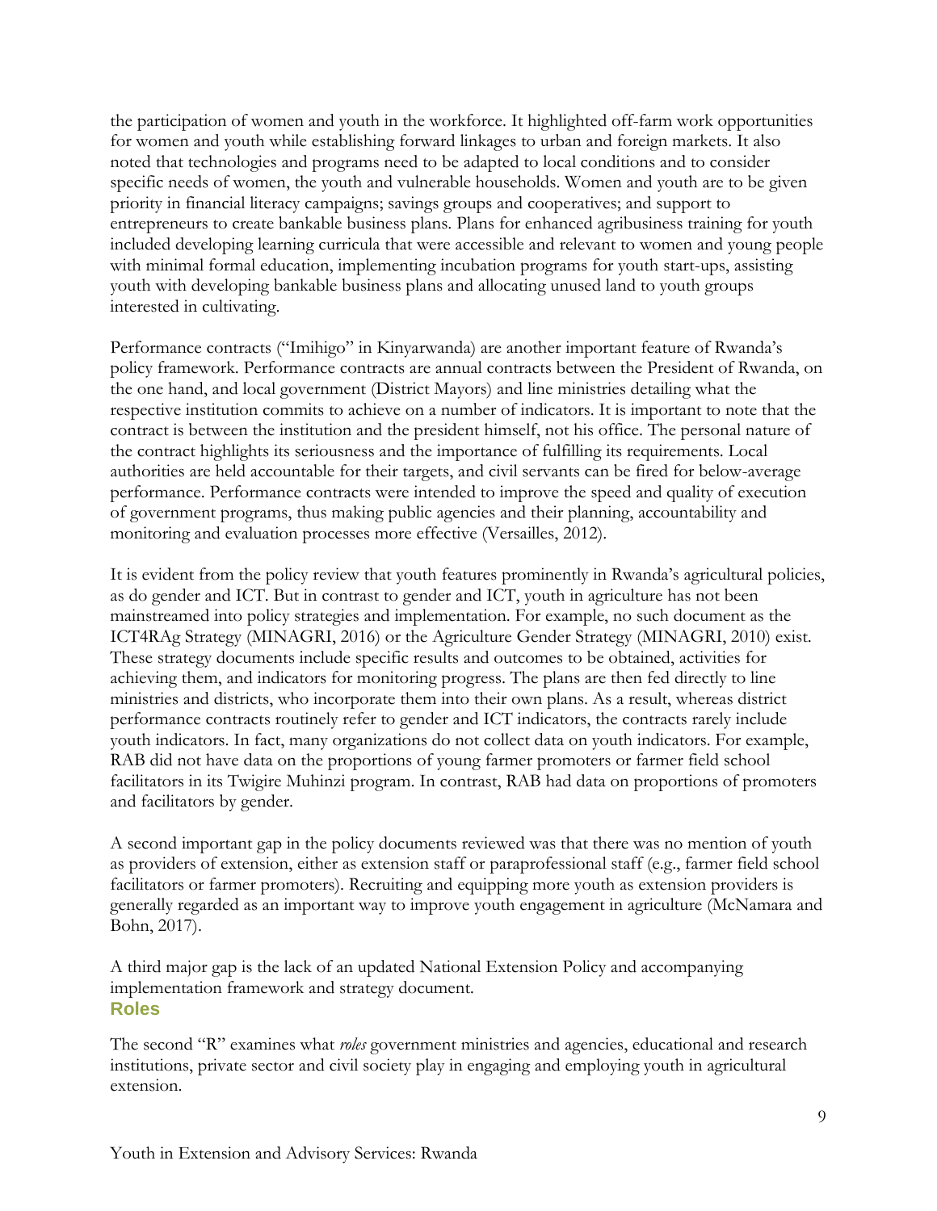the participation of women and youth in the workforce. It highlighted off-farm work opportunities for women and youth while establishing forward linkages to urban and foreign markets. It also noted that technologies and programs need to be adapted to local conditions and to consider specific needs of women, the youth and vulnerable households. Women and youth are to be given priority in financial literacy campaigns; savings groups and cooperatives; and support to entrepreneurs to create bankable business plans. Plans for enhanced agribusiness training for youth included developing learning curricula that were accessible and relevant to women and young people with minimal formal education, implementing incubation programs for youth start-ups, assisting youth with developing bankable business plans and allocating unused land to youth groups interested in cultivating.

Performance contracts ("Imihigo" in Kinyarwanda) are another important feature of Rwanda's policy framework. Performance contracts are annual contracts between the President of Rwanda, on the one hand, and local government (District Mayors) and line ministries detailing what the respective institution commits to achieve on a number of indicators. It is important to note that the contract is between the institution and the president himself, not his office. The personal nature of the contract highlights its seriousness and the importance of fulfilling its requirements. Local authorities are held accountable for their targets, and civil servants can be fired for below-average performance. Performance contracts were intended to improve the speed and quality of execution of government programs, thus making public agencies and their planning, accountability and monitoring and evaluation processes more effective (Versailles, 2012).

It is evident from the policy review that youth features prominently in Rwanda's agricultural policies, as do gender and ICT. But in contrast to gender and ICT, youth in agriculture has not been mainstreamed into policy strategies and implementation. For example, no such document as the ICT4RAg Strategy (MINAGRI, 2016) or the Agriculture Gender Strategy (MINAGRI, 2010) exist. These strategy documents include specific results and outcomes to be obtained, activities for achieving them, and indicators for monitoring progress. The plans are then fed directly to line ministries and districts, who incorporate them into their own plans. As a result, whereas district performance contracts routinely refer to gender and ICT indicators, the contracts rarely include youth indicators. In fact, many organizations do not collect data on youth indicators. For example, RAB did not have data on the proportions of young farmer promoters or farmer field school facilitators in its Twigire Muhinzi program. In contrast, RAB had data on proportions of promoters and facilitators by gender.

A second important gap in the policy documents reviewed was that there was no mention of youth as providers of extension, either as extension staff or paraprofessional staff (e.g., farmer field school facilitators or farmer promoters). Recruiting and equipping more youth as extension providers is generally regarded as an important way to improve youth engagement in agriculture (McNamara and Bohn, 2017).

A third major gap is the lack of an updated National Extension Policy and accompanying implementation framework and strategy document.

## Roles

The second "R" examines what *roles* government ministries and agencies, educational and research institutions, private sector and civil society play in engaging and employing youth in agricultural extension.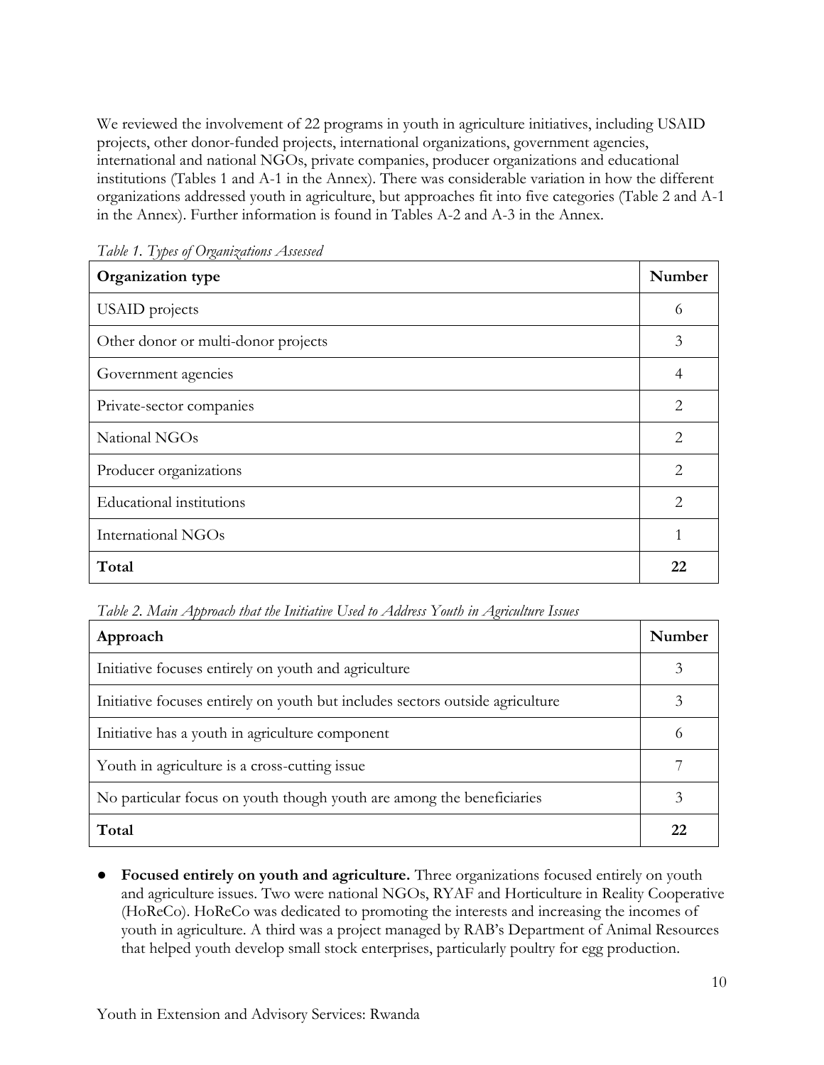We reviewed the involvement of 22 programs in youth in agriculture initiatives, including USAID projects, other donor-funded projects, international organizations, government agencies, international and national NGOs, private companies, producer organizations and educational institutions (Tables 1 and A-1 in the Annex). There was considerable variation in how the different organizations addressed youth in agriculture, but approaches fit into five categories (Table 2 and A-1 in the Annex). Further information is found in Tables A-2 and A-3 in the Annex.

*Table 1. Types of Organizations Assessed*

| Organization type | Number |
|---|---|
| USAID projects | 6 |
| Other donor or multi-donor projects | 3 |
| Government agencies | 4 |
| Private-sector companies | 2 |
| National NGOs | 2 |
| Producer organizations | 2 |
| Educational institutions | 2 |
| International NGOs | 1 |
| **Total** | **22** |

*Table 2. Main Approach that the Initiative Used to Address Youth in Agriculture Issues*

| Approach | Number |
|---|---|
| Initiative focuses entirely on youth and agriculture | 3 |
| Initiative focuses entirely on youth but includes sectors outside agriculture | 3 |
| Initiative has a youth in agriculture component | 6 |
| Youth in agriculture is a cross-cutting issue | 7 |
| No particular focus on youth though youth are among the beneficiaries | 3 |
| **Total** | **22** |

- **Focused entirely on youth and agriculture.** Three organizations focused entirely on youth and agriculture issues. Two were national NGOs, RYAF and Horticulture in Reality Cooperative (HoReCo). HoReCo was dedicated to promoting the interests and increasing the incomes of youth in agriculture. A third was a project managed by RAB's Department of Animal Resources that helped youth develop small stock enterprises, particularly poultry for egg production.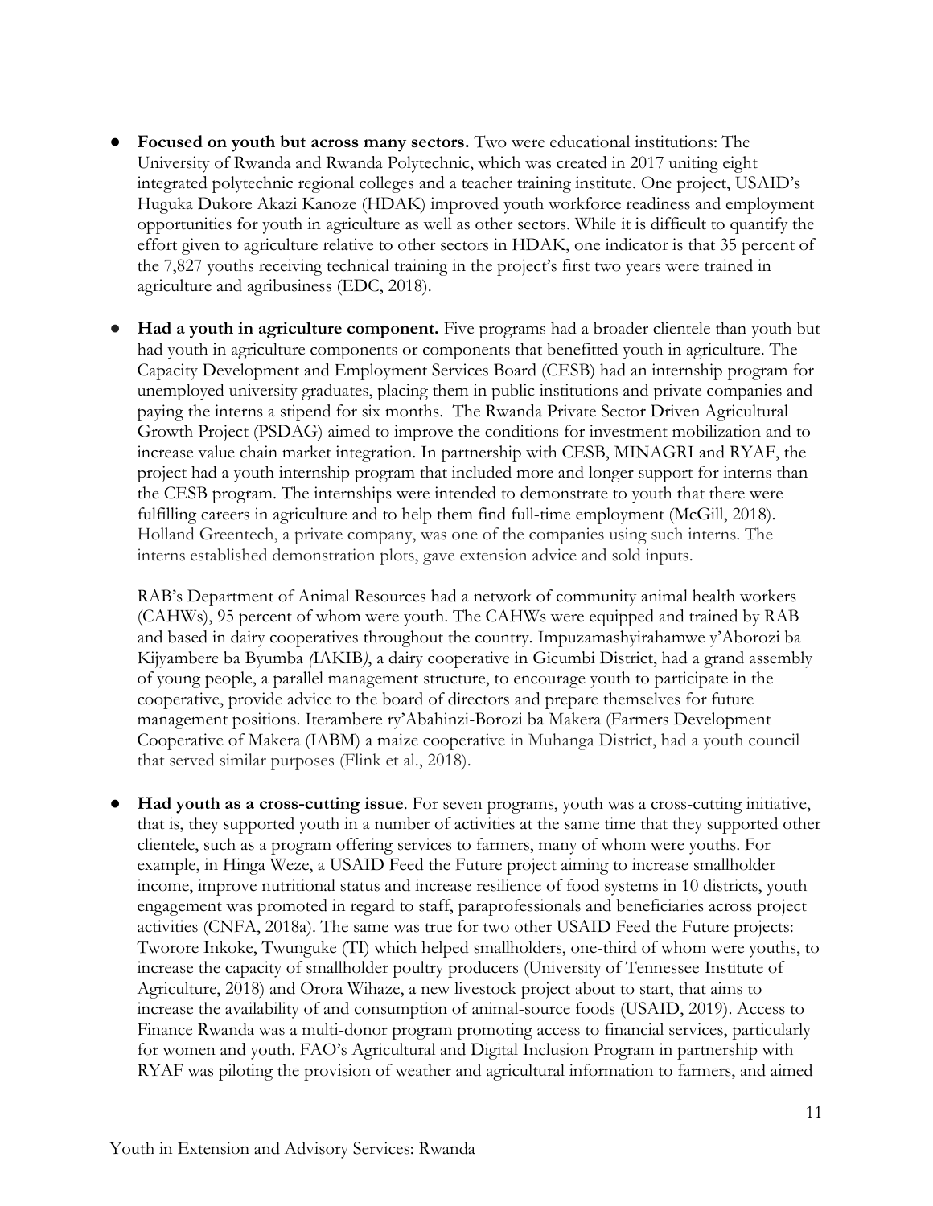- **Focused on youth but across many sectors.** Two were educational institutions: The University of Rwanda and Rwanda Polytechnic, which was created in 2017 uniting eight integrated polytechnic regional colleges and a teacher training institute. One project, USAID's Huguka Dukore Akazi Kanoze (HDAK) improved youth workforce readiness and employment opportunities for youth in agriculture as well as other sectors. While it is difficult to quantify the effort given to agriculture relative to other sectors in HDAK, one indicator is that 35 percent of the 7,827 youths receiving technical training in the project's first two years were trained in agriculture and agribusiness (EDC, 2018).

- **Had a youth in agriculture component.** Five programs had a broader clientele than youth but had youth in agriculture components or components that benefitted youth in agriculture. The Capacity Development and Employment Services Board (CESB) had an internship program for unemployed university graduates, placing them in public institutions and private companies and paying the interns a stipend for six months. The Rwanda Private Sector Driven Agricultural Growth Project (PSDAG) aimed to improve the conditions for investment mobilization and to increase value chain market integration. In partnership with CESB, MINAGRI and RYAF, the project had a youth internship program that included more and longer support for interns than the CESB program. The internships were intended to demonstrate to youth that there were fulfilling careers in agriculture and to help them find full-time employment (McGill, 2018). Holland Greentech, a private company, was one of the companies using such interns. The interns established demonstration plots, gave extension advice and sold inputs.

  RAB's Department of Animal Resources had a network of community animal health workers (CAHWs), 95 percent of whom were youth. The CAHWs were equipped and trained by RAB and based in dairy cooperatives throughout the country. Impuzamashyirahamwe y'Aborozi ba Kijyambere ba Byumba *(*IAKIB*)*, a dairy cooperative in Gicumbi District, had a grand assembly of young people, a parallel management structure, to encourage youth to participate in the cooperative, provide advice to the board of directors and prepare themselves for future management positions. Iterambere ry'Abahinzi-Borozi ba Makera (Farmers Development Cooperative of Makera (IABM) a maize cooperative in Muhanga District, had a youth council that served similar purposes (Flink et al., 2018).

- **Had youth as a cross-cutting issue**. For seven programs, youth was a cross-cutting initiative, that is, they supported youth in a number of activities at the same time that they supported other clientele, such as a program offering services to farmers, many of whom were youths. For example, in Hinga Weze, a USAID Feed the Future project aiming to increase smallholder income, improve nutritional status and increase resilience of food systems in 10 districts, youth engagement was promoted in regard to staff, paraprofessionals and beneficiaries across project activities (CNFA, 2018a). The same was true for two other USAID Feed the Future projects: Tworore Inkoke, Twunguke (TI) which helped smallholders, one-third of whom were youths, to increase the capacity of smallholder poultry producers (University of Tennessee Institute of Agriculture, 2018) and Orora Wihaze, a new livestock project about to start, that aims to increase the availability of and consumption of animal-source foods (USAID, 2019). Access to Finance Rwanda was a multi-donor program promoting access to financial services, particularly for women and youth. FAO's Agricultural and Digital Inclusion Program in partnership with RYAF was piloting the provision of weather and agricultural information to farmers, and aimed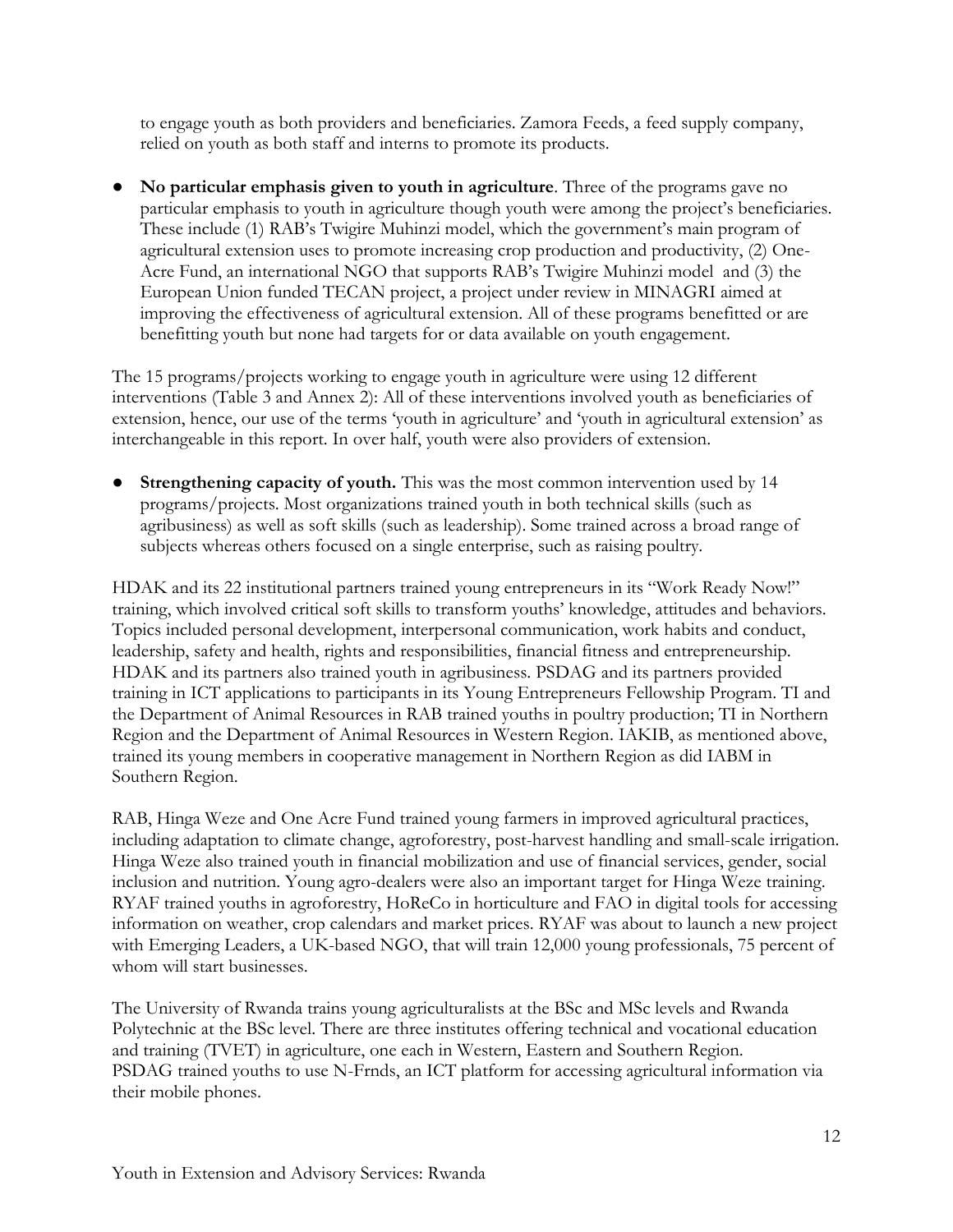to engage youth as both providers and beneficiaries. Zamora Feeds, a feed supply company, relied on youth as both staff and interns to promote its products.

- **No particular emphasis given to youth in agriculture**. Three of the programs gave no particular emphasis to youth in agriculture though youth were among the project's beneficiaries. These include (1) RAB's Twigire Muhinzi model, which the government's main program of agricultural extension uses to promote increasing crop production and productivity, (2) One-Acre Fund, an international NGO that supports RAB's Twigire Muhinzi model and (3) the European Union funded TECAN project, a project under review in MINAGRI aimed at improving the effectiveness of agricultural extension. All of these programs benefitted or are benefitting youth but none had targets for or data available on youth engagement.

The 15 programs/projects working to engage youth in agriculture were using 12 different interventions (Table 3 and Annex 2): All of these interventions involved youth as beneficiaries of extension, hence, our use of the terms 'youth in agriculture' and 'youth in agricultural extension' as interchangeable in this report. In over half, youth were also providers of extension.

- **Strengthening capacity of youth.** This was the most common intervention used by 14 programs/projects. Most organizations trained youth in both technical skills (such as agribusiness) as well as soft skills (such as leadership). Some trained across a broad range of subjects whereas others focused on a single enterprise, such as raising poultry.

HDAK and its 22 institutional partners trained young entrepreneurs in its "Work Ready Now!" training, which involved critical soft skills to transform youths' knowledge, attitudes and behaviors. Topics included personal development, interpersonal communication, work habits and conduct, leadership, safety and health, rights and responsibilities, financial fitness and entrepreneurship. HDAK and its partners also trained youth in agribusiness. PSDAG and its partners provided training in ICT applications to participants in its Young Entrepreneurs Fellowship Program. TI and the Department of Animal Resources in RAB trained youths in poultry production; TI in Northern Region and the Department of Animal Resources in Western Region. IAKIB, as mentioned above, trained its young members in cooperative management in Northern Region as did IABM in Southern Region.

RAB, Hinga Weze and One Acre Fund trained young farmers in improved agricultural practices, including adaptation to climate change, agroforestry, post-harvest handling and small-scale irrigation. Hinga Weze also trained youth in financial mobilization and use of financial services, gender, social inclusion and nutrition. Young agro-dealers were also an important target for Hinga Weze training. RYAF trained youths in agroforestry, HoReCo in horticulture and FAO in digital tools for accessing information on weather, crop calendars and market prices. RYAF was about to launch a new project with Emerging Leaders, a UK-based NGO, that will train 12,000 young professionals, 75 percent of whom will start businesses.

The University of Rwanda trains young agriculturalists at the BSc and MSc levels and Rwanda Polytechnic at the BSc level. There are three institutes offering technical and vocational education and training (TVET) in agriculture, one each in Western, Eastern and Southern Region. PSDAG trained youths to use N-Frnds, an ICT platform for accessing agricultural information via their mobile phones.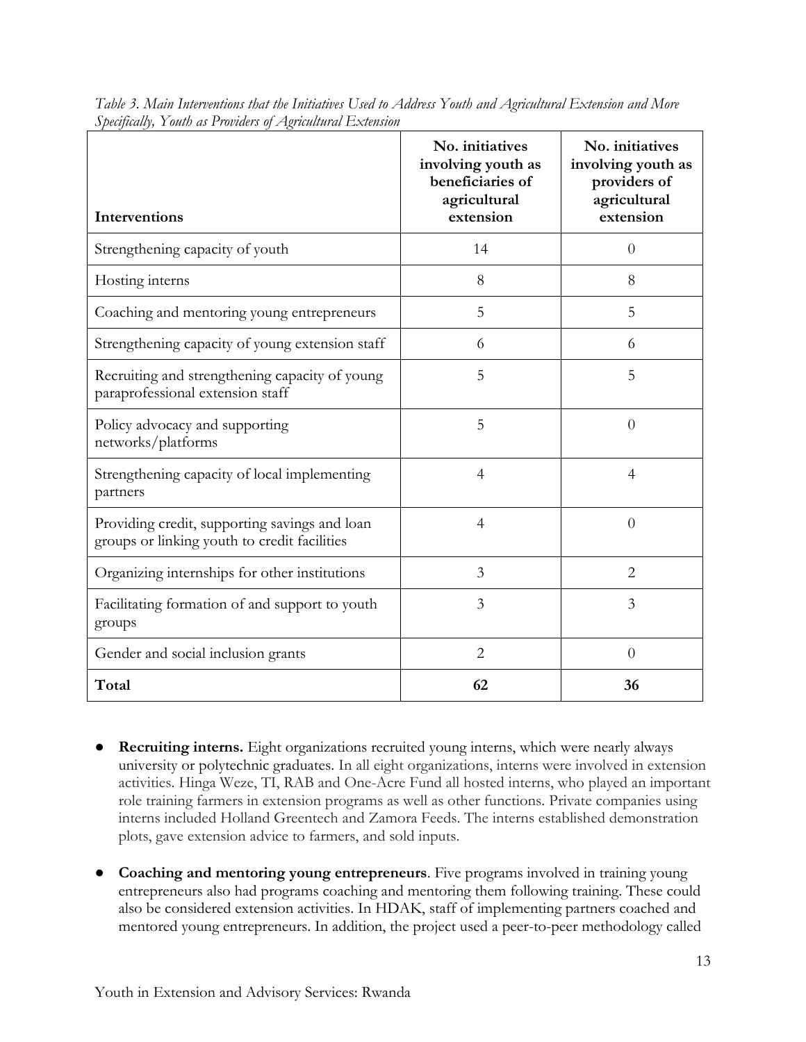*Table 3. Main Interventions that the Initiatives Used to Address Youth and Agricultural Extension and More Specifically, Youth as Providers of Agricultural Extension*

| Interventions | No. initiatives involving youth as beneficiaries of agricultural extension | No. initiatives involving youth as providers of agricultural extension |
|---|---|---|
| Strengthening capacity of youth | 14 | 0 |
| Hosting interns | 8 | 8 |
| Coaching and mentoring young entrepreneurs | 5 | 5 |
| Strengthening capacity of young extension staff | 6 | 6 |
| Recruiting and strengthening capacity of young paraprofessional extension staff | 5 | 5 |
| Policy advocacy and supporting networks/platforms | 5 | 0 |
| Strengthening capacity of local implementing partners | 4 | 4 |
| Providing credit, supporting savings and loan groups or linking youth to credit facilities | 4 | 0 |
| Organizing internships for other institutions | 3 | 2 |
| Facilitating formation of and support to youth groups | 3 | 3 |
| Gender and social inclusion grants | 2 | 0 |
| **Total** | **62** | **36** |

- **Recruiting interns.** Eight organizations recruited young interns, which were nearly always university or polytechnic graduates. In all eight organizations, interns were involved in extension activities. Hinga Weze, TI, RAB and One-Acre Fund all hosted interns, who played an important role training farmers in extension programs as well as other functions. Private companies using interns included Holland Greentech and Zamora Feeds. The interns established demonstration plots, gave extension advice to farmers, and sold inputs.

- **Coaching and mentoring young entrepreneurs**. Five programs involved in training young entrepreneurs also had programs coaching and mentoring them following training. These could also be considered extension activities. In HDAK, staff of implementing partners coached and mentored young entrepreneurs. In addition, the project used a peer-to-peer methodology called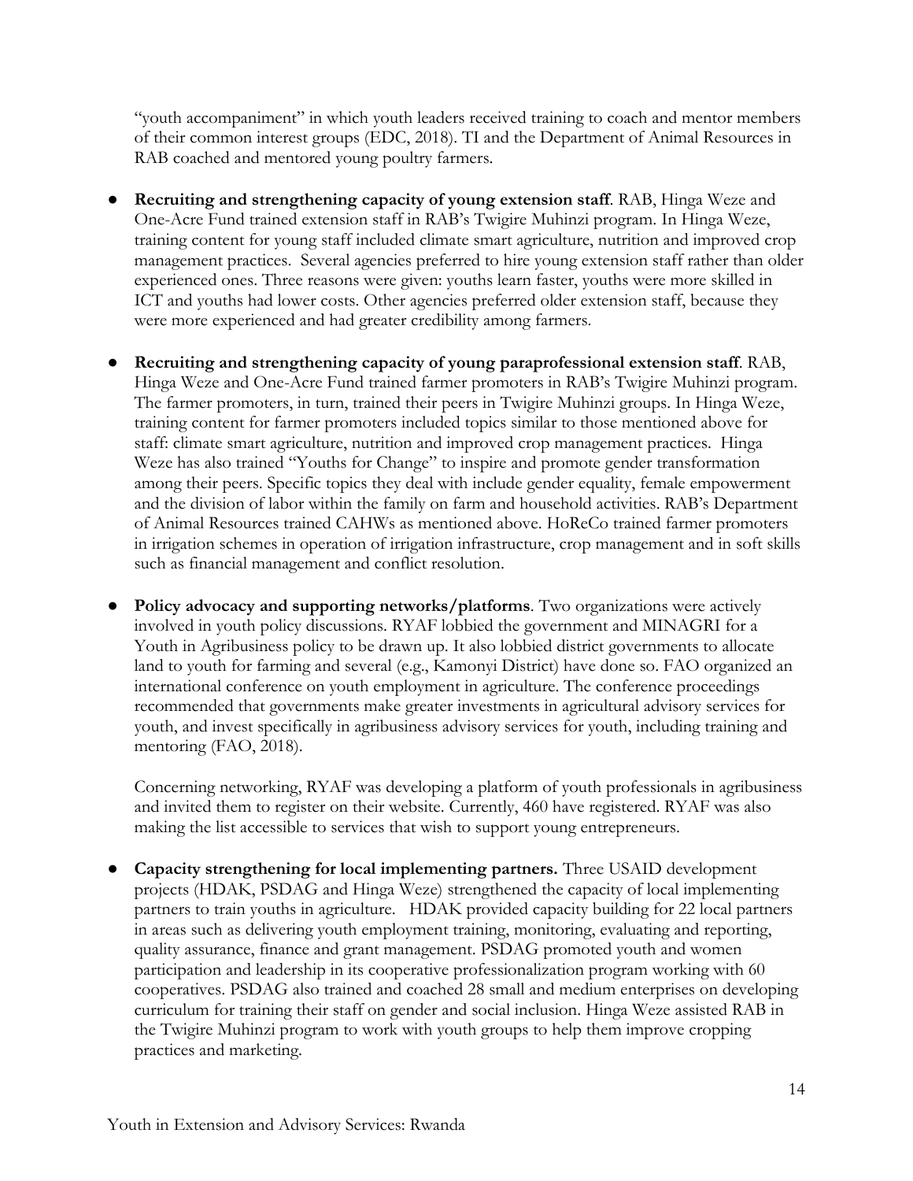"youth accompaniment" in which youth leaders received training to coach and mentor members of their common interest groups (EDC, 2018). TI and the Department of Animal Resources in RAB coached and mentored young poultry farmers.

- **Recruiting and strengthening capacity of young extension staff**. RAB, Hinga Weze and One-Acre Fund trained extension staff in RAB's Twigire Muhinzi program. In Hinga Weze, training content for young staff included climate smart agriculture, nutrition and improved crop management practices. Several agencies preferred to hire young extension staff rather than older experienced ones. Three reasons were given: youths learn faster, youths were more skilled in ICT and youths had lower costs. Other agencies preferred older extension staff, because they were more experienced and had greater credibility among farmers.

- **Recruiting and strengthening capacity of young paraprofessional extension staff**. RAB, Hinga Weze and One-Acre Fund trained farmer promoters in RAB's Twigire Muhinzi program. The farmer promoters, in turn, trained their peers in Twigire Muhinzi groups. In Hinga Weze, training content for farmer promoters included topics similar to those mentioned above for staff: climate smart agriculture, nutrition and improved crop management practices. Hinga Weze has also trained "Youths for Change" to inspire and promote gender transformation among their peers. Specific topics they deal with include gender equality, female empowerment and the division of labor within the family on farm and household activities. RAB's Department of Animal Resources trained CAHWs as mentioned above. HoReCo trained farmer promoters in irrigation schemes in operation of irrigation infrastructure, crop management and in soft skills such as financial management and conflict resolution.

- **Policy advocacy and supporting networks/platforms**. Two organizations were actively involved in youth policy discussions. RYAF lobbied the government and MINAGRI for a Youth in Agribusiness policy to be drawn up. It also lobbied district governments to allocate land to youth for farming and several (e.g., Kamonyi District) have done so. FAO organized an international conference on youth employment in agriculture. The conference proceedings recommended that governments make greater investments in agricultural advisory services for youth, and invest specifically in agribusiness advisory services for youth, including training and mentoring (FAO, 2018).

  Concerning networking, RYAF was developing a platform of youth professionals in agribusiness and invited them to register on their website. Currently, 460 have registered. RYAF was also making the list accessible to services that wish to support young entrepreneurs.

- **Capacity strengthening for local implementing partners.** Three USAID development projects (HDAK, PSDAG and Hinga Weze) strengthened the capacity of local implementing partners to train youths in agriculture. HDAK provided capacity building for 22 local partners in areas such as delivering youth employment training, monitoring, evaluating and reporting, quality assurance, finance and grant management. PSDAG promoted youth and women participation and leadership in its cooperative professionalization program working with 60 cooperatives. PSDAG also trained and coached 28 small and medium enterprises on developing curriculum for training their staff on gender and social inclusion. Hinga Weze assisted RAB in the Twigire Muhinzi program to work with youth groups to help them improve cropping practices and marketing.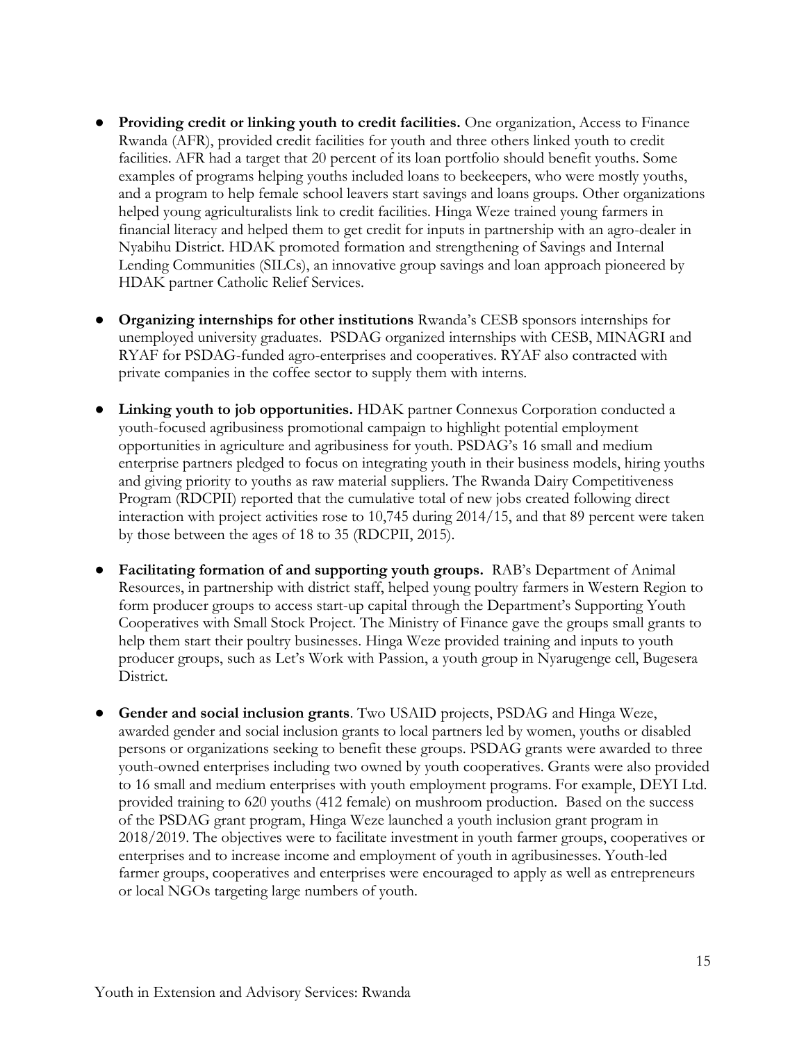- **Providing credit or linking youth to credit facilities.** One organization, Access to Finance Rwanda (AFR), provided credit facilities for youth and three others linked youth to credit facilities. AFR had a target that 20 percent of its loan portfolio should benefit youths. Some examples of programs helping youths included loans to beekeepers, who were mostly youths, and a program to help female school leavers start savings and loans groups. Other organizations helped young agriculturalists link to credit facilities. Hinga Weze trained young farmers in financial literacy and helped them to get credit for inputs in partnership with an agro-dealer in Nyabihu District. HDAK promoted formation and strengthening of Savings and Internal Lending Communities (SILCs), an innovative group savings and loan approach pioneered by HDAK partner Catholic Relief Services.

- **Organizing internships for other institutions** Rwanda's CESB sponsors internships for unemployed university graduates. PSDAG organized internships with CESB, MINAGRI and RYAF for PSDAG-funded agro-enterprises and cooperatives. RYAF also contracted with private companies in the coffee sector to supply them with interns.

- **Linking youth to job opportunities.** HDAK partner Connexus Corporation conducted a youth-focused agribusiness promotional campaign to highlight potential employment opportunities in agriculture and agribusiness for youth. PSDAG's 16 small and medium enterprise partners pledged to focus on integrating youth in their business models, hiring youths and giving priority to youths as raw material suppliers. The Rwanda Dairy Competitiveness Program (RDCPII) reported that the cumulative total of new jobs created following direct interaction with project activities rose to 10,745 during 2014/15, and that 89 percent were taken by those between the ages of 18 to 35 (RDCPII, 2015).

- **Facilitating formation of and supporting youth groups.** RAB's Department of Animal Resources, in partnership with district staff, helped young poultry farmers in Western Region to form producer groups to access start-up capital through the Department's Supporting Youth Cooperatives with Small Stock Project. The Ministry of Finance gave the groups small grants to help them start their poultry businesses. Hinga Weze provided training and inputs to youth producer groups, such as Let's Work with Passion, a youth group in Nyarugenge cell, Bugesera District.

- **Gender and social inclusion grants**. Two USAID projects, PSDAG and Hinga Weze, awarded gender and social inclusion grants to local partners led by women, youths or disabled persons or organizations seeking to benefit these groups. PSDAG grants were awarded to three youth-owned enterprises including two owned by youth cooperatives. Grants were also provided to 16 small and medium enterprises with youth employment programs. For example, DEYI Ltd. provided training to 620 youths (412 female) on mushroom production. Based on the success of the PSDAG grant program, Hinga Weze launched a youth inclusion grant program in 2018/2019. The objectives were to facilitate investment in youth farmer groups, cooperatives or enterprises and to increase income and employment of youth in agribusinesses. Youth-led farmer groups, cooperatives and enterprises were encouraged to apply as well as entrepreneurs or local NGOs targeting large numbers of youth.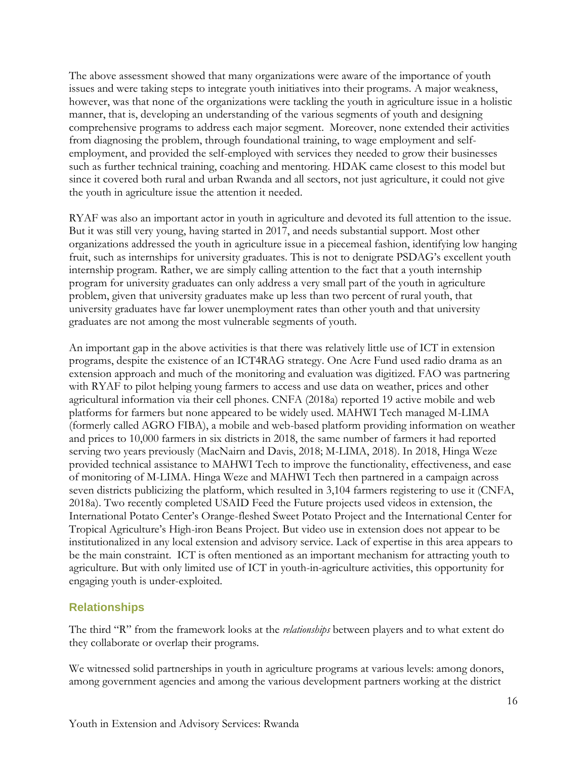The above assessment showed that many organizations were aware of the importance of youth issues and were taking steps to integrate youth initiatives into their programs. A major weakness, however, was that none of the organizations were tackling the youth in agriculture issue in a holistic manner, that is, developing an understanding of the various segments of youth and designing comprehensive programs to address each major segment. Moreover, none extended their activities from diagnosing the problem, through foundational training, to wage employment and self-employment, and provided the self-employed with services they needed to grow their businesses such as further technical training, coaching and mentoring. HDAK came closest to this model but since it covered both rural and urban Rwanda and all sectors, not just agriculture, it could not give the youth in agriculture issue the attention it needed.

RYAF was also an important actor in youth in agriculture and devoted its full attention to the issue. But it was still very young, having started in 2017, and needs substantial support. Most other organizations addressed the youth in agriculture issue in a piecemeal fashion, identifying low hanging fruit, such as internships for university graduates. This is not to denigrate PSDAG's excellent youth internship program. Rather, we are simply calling attention to the fact that a youth internship program for university graduates can only address a very small part of the youth in agriculture problem, given that university graduates make up less than two percent of rural youth, that university graduates have far lower unemployment rates than other youth and that university graduates are not among the most vulnerable segments of youth.

An important gap in the above activities is that there was relatively little use of ICT in extension programs, despite the existence of an ICT4RAG strategy. One Acre Fund used radio drama as an extension approach and much of the monitoring and evaluation was digitized. FAO was partnering with RYAF to pilot helping young farmers to access and use data on weather, prices and other agricultural information via their cell phones. CNFA (2018a) reported 19 active mobile and web platforms for farmers but none appeared to be widely used. MAHWI Tech managed M-LIMA (formerly called AGRO FIBA), a mobile and web-based platform providing information on weather and prices to 10,000 farmers in six districts in 2018, the same number of farmers it had reported serving two years previously (MacNairn and Davis, 2018; M-LIMA, 2018). In 2018, Hinga Weze provided technical assistance to MAHWI Tech to improve the functionality, effectiveness, and ease of monitoring of M-LIMA. Hinga Weze and MAHWI Tech then partnered in a campaign across seven districts publicizing the platform, which resulted in 3,104 farmers registering to use it (CNFA, 2018a). Two recently completed USAID Feed the Future projects used videos in extension, the International Potato Center's Orange-fleshed Sweet Potato Project and the International Center for Tropical Agriculture's High-iron Beans Project. But video use in extension does not appear to be institutionalized in any local extension and advisory service. Lack of expertise in this area appears to be the main constraint. ICT is often mentioned as an important mechanism for attracting youth to agriculture. But with only limited use of ICT in youth-in-agriculture activities, this opportunity for engaging youth is under-exploited.

### Relationships

The third "R" from the framework looks at the *relationships* between players and to what extent do they collaborate or overlap their programs.

We witnessed solid partnerships in youth in agriculture programs at various levels: among donors, among government agencies and among the various development partners working at the district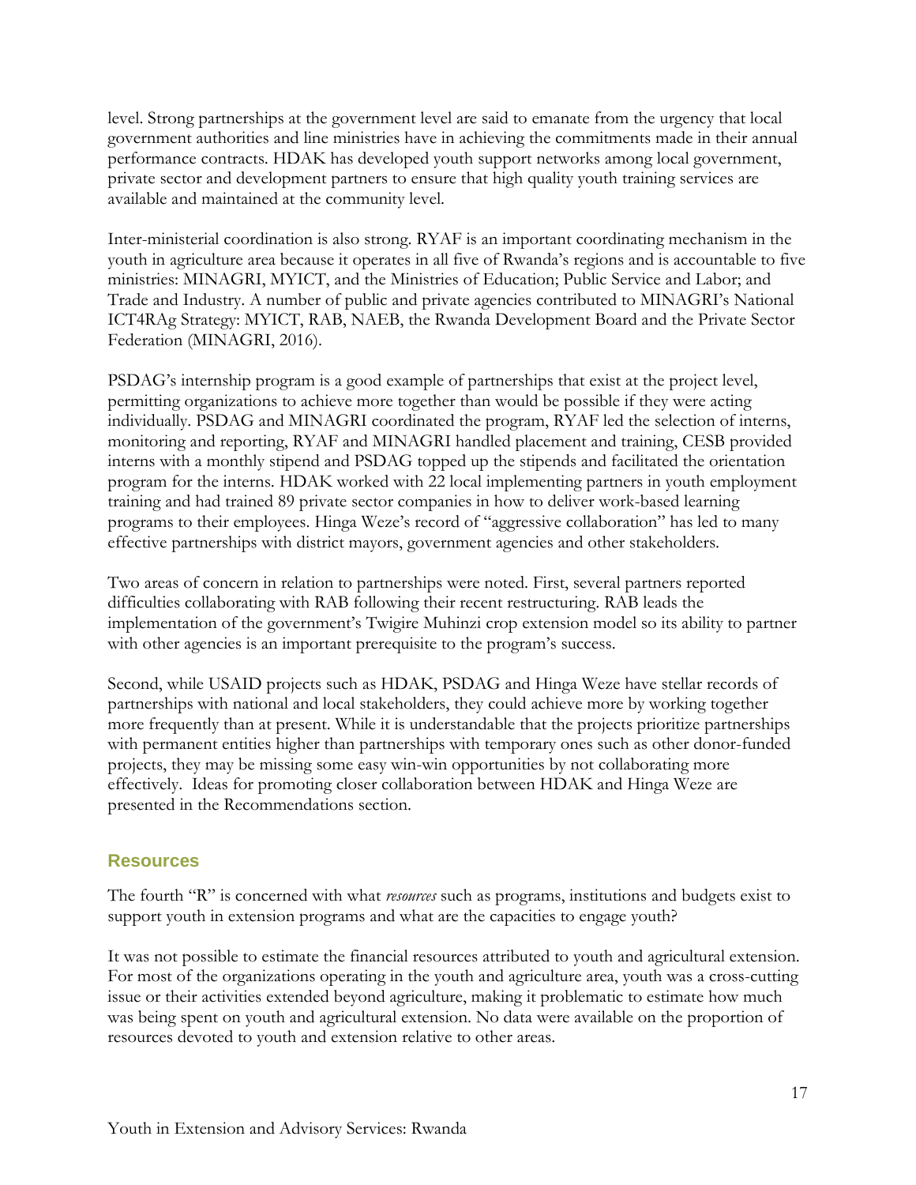level. Strong partnerships at the government level are said to emanate from the urgency that local government authorities and line ministries have in achieving the commitments made in their annual performance contracts. HDAK has developed youth support networks among local government, private sector and development partners to ensure that high quality youth training services are available and maintained at the community level.

Inter-ministerial coordination is also strong. RYAF is an important coordinating mechanism in the youth in agriculture area because it operates in all five of Rwanda's regions and is accountable to five ministries: MINAGRI, MYICT, and the Ministries of Education; Public Service and Labor; and Trade and Industry. A number of public and private agencies contributed to MINAGRI's National ICT4RAg Strategy: MYICT, RAB, NAEB, the Rwanda Development Board and the Private Sector Federation (MINAGRI, 2016).

PSDAG's internship program is a good example of partnerships that exist at the project level, permitting organizations to achieve more together than would be possible if they were acting individually. PSDAG and MINAGRI coordinated the program, RYAF led the selection of interns, monitoring and reporting, RYAF and MINAGRI handled placement and training, CESB provided interns with a monthly stipend and PSDAG topped up the stipends and facilitated the orientation program for the interns. HDAK worked with 22 local implementing partners in youth employment training and had trained 89 private sector companies in how to deliver work-based learning programs to their employees. Hinga Weze's record of "aggressive collaboration" has led to many effective partnerships with district mayors, government agencies and other stakeholders.

Two areas of concern in relation to partnerships were noted. First, several partners reported difficulties collaborating with RAB following their recent restructuring. RAB leads the implementation of the government's Twigire Muhinzi crop extension model so its ability to partner with other agencies is an important prerequisite to the program's success.

Second, while USAID projects such as HDAK, PSDAG and Hinga Weze have stellar records of partnerships with national and local stakeholders, they could achieve more by working together more frequently than at present. While it is understandable that the projects prioritize partnerships with permanent entities higher than partnerships with temporary ones such as other donor-funded projects, they may be missing some easy win-win opportunities by not collaborating more effectively. Ideas for promoting closer collaboration between HDAK and Hinga Weze are presented in the Recommendations section.

## Resources

The fourth "R" is concerned with what *resources* such as programs, institutions and budgets exist to support youth in extension programs and what are the capacities to engage youth?

It was not possible to estimate the financial resources attributed to youth and agricultural extension. For most of the organizations operating in the youth and agriculture area, youth was a cross-cutting issue or their activities extended beyond agriculture, making it problematic to estimate how much was being spent on youth and agricultural extension. No data were available on the proportion of resources devoted to youth and extension relative to other areas.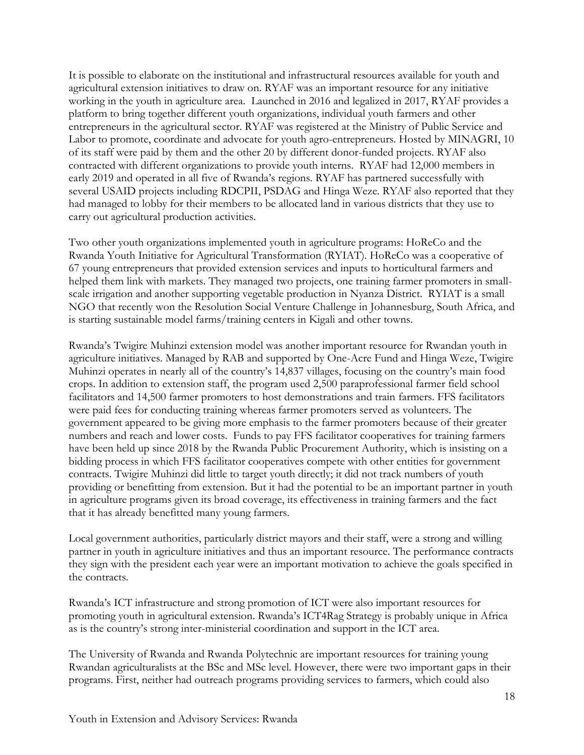It is possible to elaborate on the institutional and infrastructural resources available for youth and agricultural extension initiatives to draw on. RYAF was an important resource for any initiative working in the youth in agriculture area. Launched in 2016 and legalized in 2017, RYAF provides a platform to bring together different youth organizations, individual youth farmers and other entrepreneurs in the agricultural sector. RYAF was registered at the Ministry of Public Service and Labor to promote, coordinate and advocate for youth agro-entrepreneurs. Hosted by MINAGRI, 10 of its staff were paid by them and the other 20 by different donor-funded projects. RYAF also contracted with different organizations to provide youth interns. RYAF had 12,000 members in early 2019 and operated in all five of Rwanda's regions. RYAF has partnered successfully with several USAID projects including RDCPII, PSDAG and Hinga Weze. RYAF also reported that they had managed to lobby for their members to be allocated land in various districts that they use to carry out agricultural production activities.

Two other youth organizations implemented youth in agriculture programs: HoReCo and the Rwanda Youth Initiative for Agricultural Transformation (RYIAT). HoReCo was a cooperative of 67 young entrepreneurs that provided extension services and inputs to horticultural farmers and helped them link with markets. They managed two projects, one training farmer promoters in small-scale irrigation and another supporting vegetable production in Nyanza District. RYIAT is a small NGO that recently won the Resolution Social Venture Challenge in Johannesburg, South Africa, and is starting sustainable model farms/training centers in Kigali and other towns.

Rwanda's Twigire Muhinzi extension model was another important resource for Rwandan youth in agriculture initiatives. Managed by RAB and supported by One-Acre Fund and Hinga Weze, Twigire Muhinzi operates in nearly all of the country's 14,837 villages, focusing on the country's main food crops. In addition to extension staff, the program used 2,500 paraprofessional farmer field school facilitators and 14,500 farmer promoters to host demonstrations and train farmers. FFS facilitators were paid fees for conducting training whereas farmer promoters served as volunteers. The government appeared to be giving more emphasis to the farmer promoters because of their greater numbers and reach and lower costs. Funds to pay FFS facilitator cooperatives for training farmers have been held up since 2018 by the Rwanda Public Procurement Authority, which is insisting on a bidding process in which FFS facilitator cooperatives compete with other entities for government contracts. Twigire Muhinzi did little to target youth directly; it did not track numbers of youth providing or benefitting from extension. But it had the potential to be an important partner in youth in agriculture programs given its broad coverage, its effectiveness in training farmers and the fact that it has already benefitted many young farmers.

Local government authorities, particularly district mayors and their staff, were a strong and willing partner in youth in agriculture initiatives and thus an important resource. The performance contracts they sign with the president each year were an important motivation to achieve the goals specified in the contracts.

Rwanda's ICT infrastructure and strong promotion of ICT were also important resources for promoting youth in agricultural extension. Rwanda's ICT4Rag Strategy is probably unique in Africa as is the country's strong inter-ministerial coordination and support in the ICT area.

The University of Rwanda and Rwanda Polytechnic are important resources for training young Rwandan agriculturalists at the BSc and MSc level. However, there were two important gaps in their programs. First, neither had outreach programs providing services to farmers, which could also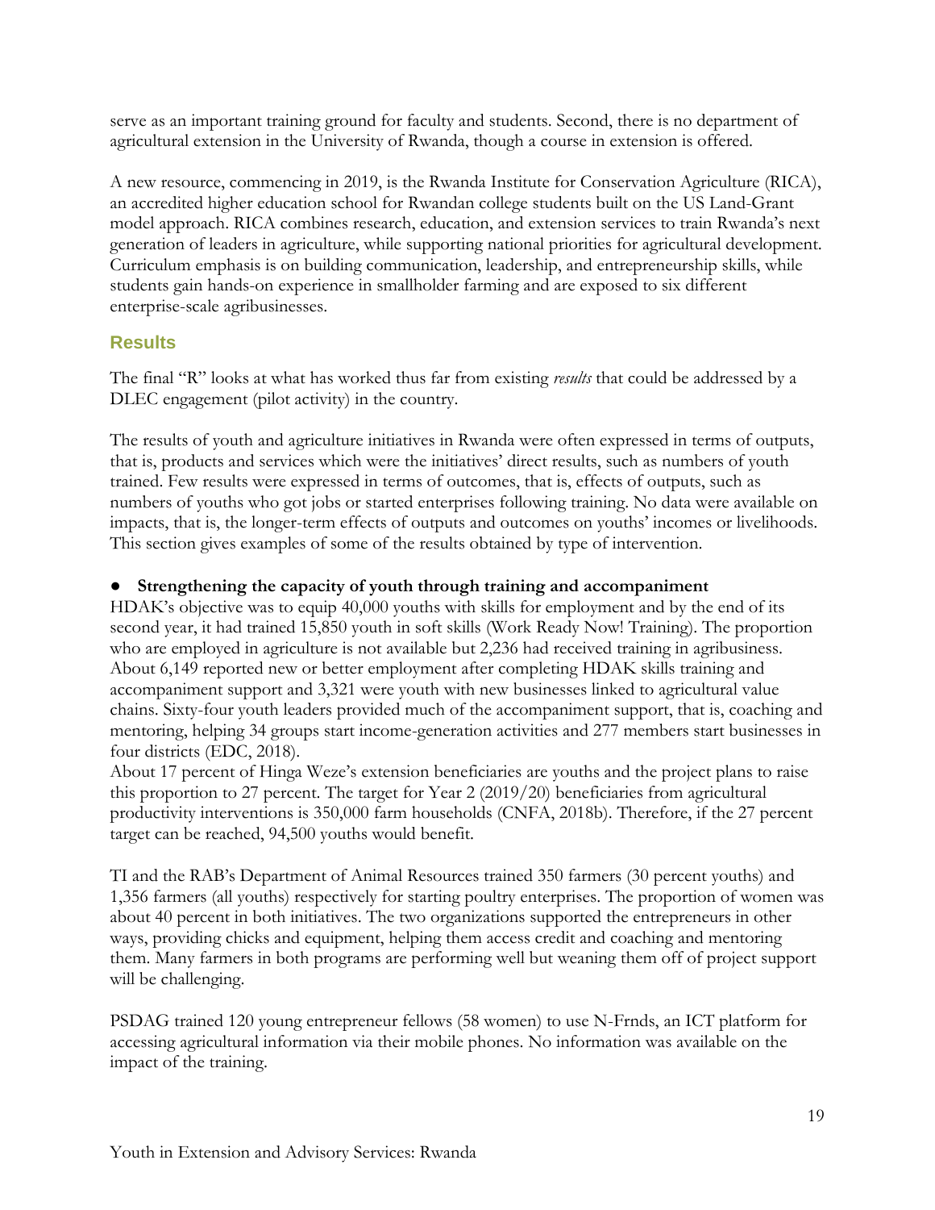serve as an important training ground for faculty and students. Second, there is no department of agricultural extension in the University of Rwanda, though a course in extension is offered.

A new resource, commencing in 2019, is the Rwanda Institute for Conservation Agriculture (RICA), an accredited higher education school for Rwandan college students built on the US Land-Grant model approach. RICA combines research, education, and extension services to train Rwanda's next generation of leaders in agriculture, while supporting national priorities for agricultural development. Curriculum emphasis is on building communication, leadership, and entrepreneurship skills, while students gain hands-on experience in smallholder farming and are exposed to six different enterprise-scale agribusinesses.

## Results

The final "R" looks at what has worked thus far from existing *results* that could be addressed by a DLEC engagement (pilot activity) in the country.

The results of youth and agriculture initiatives in Rwanda were often expressed in terms of outputs, that is, products and services which were the initiatives' direct results, such as numbers of youth trained. Few results were expressed in terms of outcomes, that is, effects of outputs, such as numbers of youths who got jobs or started enterprises following training. No data were available on impacts, that is, the longer-term effects of outputs and outcomes on youths' incomes or livelihoods. This section gives examples of some of the results obtained by type of intervention.

- **Strengthening the capacity of youth through training and accompaniment**

HDAK's objective was to equip 40,000 youths with skills for employment and by the end of its second year, it had trained 15,850 youth in soft skills (Work Ready Now! Training). The proportion who are employed in agriculture is not available but 2,236 had received training in agribusiness. About 6,149 reported new or better employment after completing HDAK skills training and accompaniment support and 3,321 were youth with new businesses linked to agricultural value chains. Sixty-four youth leaders provided much of the accompaniment support, that is, coaching and mentoring, helping 34 groups start income-generation activities and 277 members start businesses in four districts (EDC, 2018).

About 17 percent of Hinga Weze's extension beneficiaries are youths and the project plans to raise this proportion to 27 percent. The target for Year 2 (2019/20) beneficiaries from agricultural productivity interventions is 350,000 farm households (CNFA, 2018b). Therefore, if the 27 percent target can be reached, 94,500 youths would benefit.

TI and the RAB's Department of Animal Resources trained 350 farmers (30 percent youths) and 1,356 farmers (all youths) respectively for starting poultry enterprises. The proportion of women was about 40 percent in both initiatives. The two organizations supported the entrepreneurs in other ways, providing chicks and equipment, helping them access credit and coaching and mentoring them. Many farmers in both programs are performing well but weaning them off of project support will be challenging.

PSDAG trained 120 young entrepreneur fellows (58 women) to use N-Frnds, an ICT platform for accessing agricultural information via their mobile phones. No information was available on the impact of the training.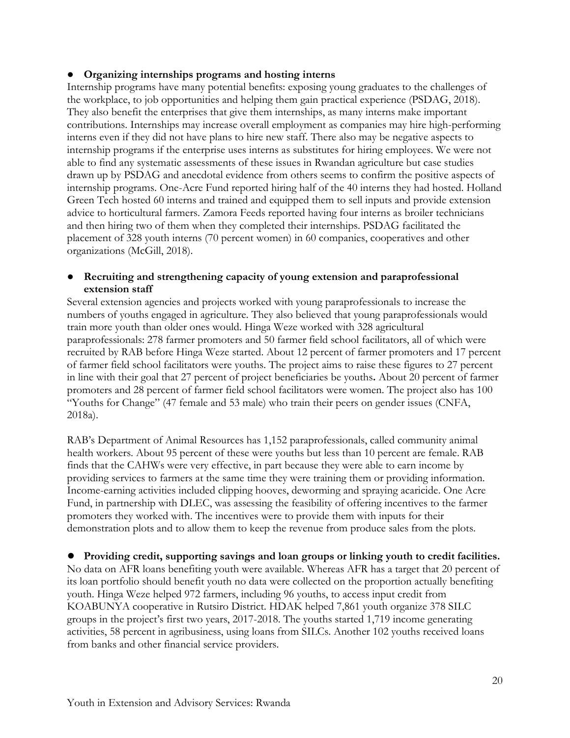- **Organizing internships programs and hosting interns**

Internship programs have many potential benefits: exposing young graduates to the challenges of the workplace, to job opportunities and helping them gain practical experience (PSDAG, 2018). They also benefit the enterprises that give them internships, as many interns make important contributions. Internships may increase overall employment as companies may hire high-performing interns even if they did not have plans to hire new staff. There also may be negative aspects to internship programs if the enterprise uses interns as substitutes for hiring employees. We were not able to find any systematic assessments of these issues in Rwandan agriculture but case studies drawn up by PSDAG and anecdotal evidence from others seems to confirm the positive aspects of internship programs. One-Acre Fund reported hiring half of the 40 interns they had hosted. Holland Green Tech hosted 60 interns and trained and equipped them to sell inputs and provide extension advice to horticultural farmers. Zamora Feeds reported having four interns as broiler technicians and then hiring two of them when they completed their internships. PSDAG facilitated the placement of 328 youth interns (70 percent women) in 60 companies, cooperatives and other organizations (McGill, 2018).

- **Recruiting and strengthening capacity of young extension and paraprofessional extension staff**

Several extension agencies and projects worked with young paraprofessionals to increase the numbers of youths engaged in agriculture. They also believed that young paraprofessionals would train more youth than older ones would. Hinga Weze worked with 328 agricultural paraprofessionals: 278 farmer promoters and 50 farmer field school facilitators, all of which were recruited by RAB before Hinga Weze started. About 12 percent of farmer promoters and 17 percent of farmer field school facilitators were youths. The project aims to raise these figures to 27 percent in line with their goal that 27 percent of project beneficiaries be youths**.** About 20 percent of farmer promoters and 28 percent of farmer field school facilitators were women. The project also has 100 "Youths for Change" (47 female and 53 male) who train their peers on gender issues (CNFA, 2018a).

RAB's Department of Animal Resources has 1,152 paraprofessionals, called community animal health workers. About 95 percent of these were youths but less than 10 percent are female. RAB finds that the CAHWs were very effective, in part because they were able to earn income by providing services to farmers at the same time they were training them or providing information. Income-earning activities included clipping hooves, deworming and spraying acaricide. One Acre Fund, in partnership with DLEC, was assessing the feasibility of offering incentives to the farmer promoters they worked with. The incentives were to provide them with inputs for their demonstration plots and to allow them to keep the revenue from produce sales from the plots.

- **Providing credit, supporting savings and loan groups or linking youth to credit facilities.**

No data on AFR loans benefiting youth were available. Whereas AFR has a target that 20 percent of its loan portfolio should benefit youth no data were collected on the proportion actually benefiting youth. Hinga Weze helped 972 farmers, including 96 youths, to access input credit from KOABUNYA cooperative in Rutsiro District. HDAK helped 7,861 youth organize 378 SILC groups in the project's first two years, 2017-2018. The youths started 1,719 income generating activities, 58 percent in agribusiness, using loans from SILCs. Another 102 youths received loans from banks and other financial service providers.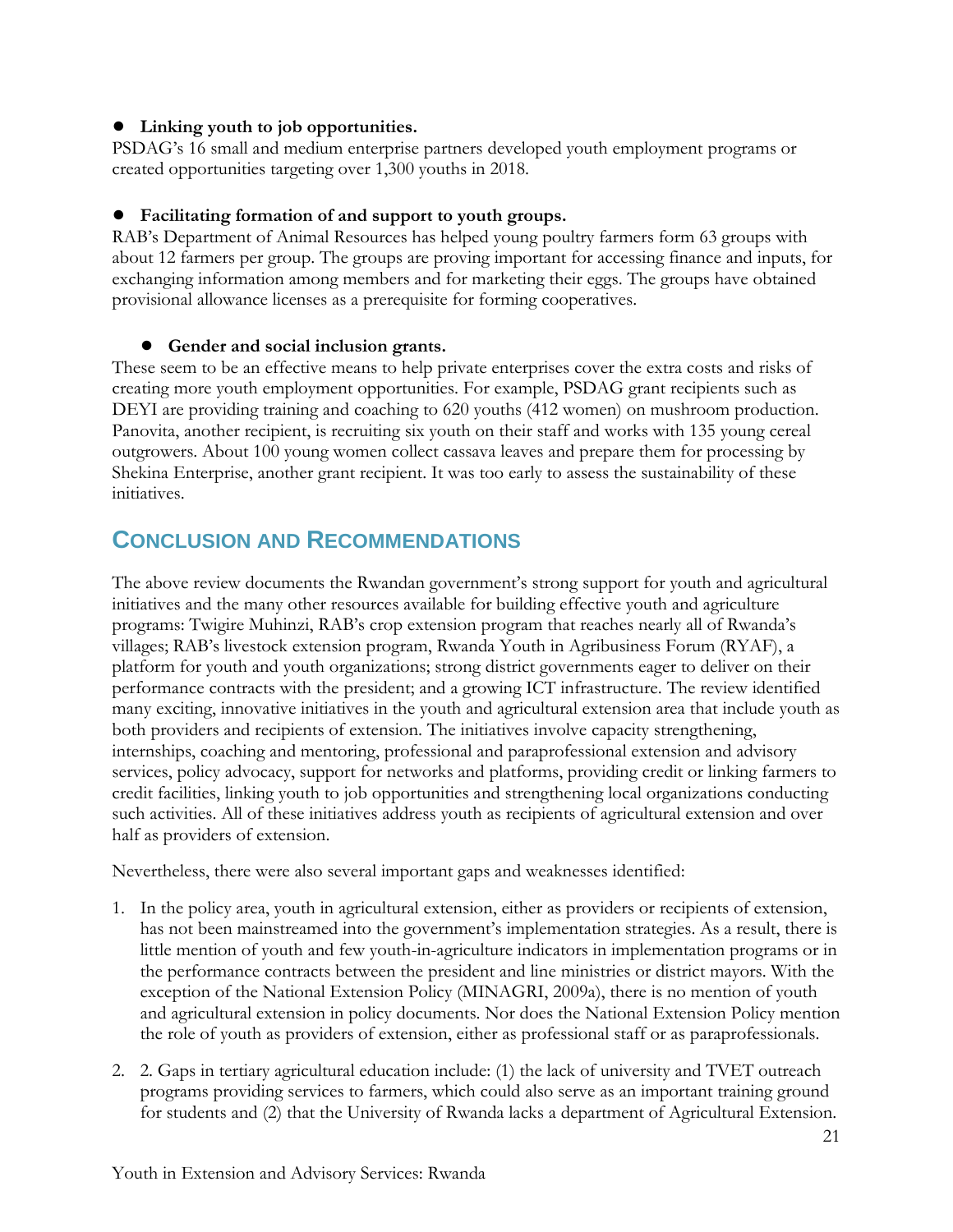- **Linking youth to job opportunities.**

PSDAG's 16 small and medium enterprise partners developed youth employment programs or created opportunities targeting over 1,300 youths in 2018.

- **Facilitating formation of and support to youth groups.**

RAB's Department of Animal Resources has helped young poultry farmers form 63 groups with about 12 farmers per group. The groups are proving important for accessing finance and inputs, for exchanging information among members and for marketing their eggs. The groups have obtained provisional allowance licenses as a prerequisite for forming cooperatives.

- **Gender and social inclusion grants.**

These seem to be an effective means to help private enterprises cover the extra costs and risks of creating more youth employment opportunities. For example, PSDAG grant recipients such as DEYI are providing training and coaching to 620 youths (412 women) on mushroom production. Panovita, another recipient, is recruiting six youth on their staff and works with 135 young cereal outgrowers. About 100 young women collect cassava leaves and prepare them for processing by Shekina Enterprise, another grant recipient. It was too early to assess the sustainability of these initiatives.

## Conclusion and Recommendations

The above review documents the Rwandan government's strong support for youth and agricultural initiatives and the many other resources available for building effective youth and agriculture programs: Twigire Muhinzi, RAB's crop extension program that reaches nearly all of Rwanda's villages; RAB's livestock extension program, Rwanda Youth in Agribusiness Forum (RYAF), a platform for youth and youth organizations; strong district governments eager to deliver on their performance contracts with the president; and a growing ICT infrastructure. The review identified many exciting, innovative initiatives in the youth and agricultural extension area that include youth as both providers and recipients of extension. The initiatives involve capacity strengthening, internships, coaching and mentoring, professional and paraprofessional extension and advisory services, policy advocacy, support for networks and platforms, providing credit or linking farmers to credit facilities, linking youth to job opportunities and strengthening local organizations conducting such activities. All of these initiatives address youth as recipients of agricultural extension and over half as providers of extension.

Nevertheless, there were also several important gaps and weaknesses identified:

1. In the policy area, youth in agricultural extension, either as providers or recipients of extension, has not been mainstreamed into the government's implementation strategies. As a result, there is little mention of youth and few youth-in-agriculture indicators in implementation programs or in the performance contracts between the president and line ministries or district mayors. With the exception of the National Extension Policy (MINAGRI, 2009a), there is no mention of youth and agricultural extension in policy documents. Nor does the National Extension Policy mention the role of youth as providers of extension, either as professional staff or as paraprofessionals.
2. 2. Gaps in tertiary agricultural education include: (1) the lack of university and TVET outreach programs providing services to farmers, which could also serve as an important training ground for students and (2) that the University of Rwanda lacks a department of Agricultural Extension.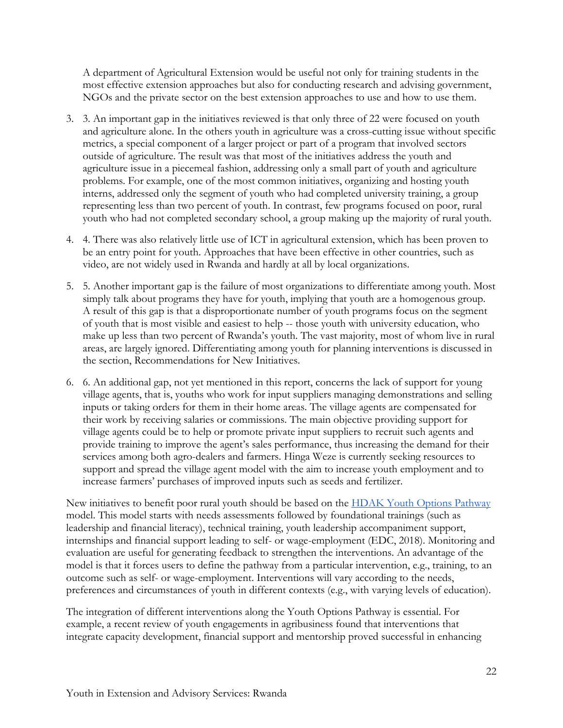A department of Agricultural Extension would be useful not only for training students in the most effective extension approaches but also for conducting research and advising government, NGOs and the private sector on the best extension approaches to use and how to use them.

3. 3. An important gap in the initiatives reviewed is that only three of 22 were focused on youth and agriculture alone. In the others youth in agriculture was a cross-cutting issue without specific metrics, a special component of a larger project or part of a program that involved sectors outside of agriculture. The result was that most of the initiatives address the youth and agriculture issue in a piecemeal fashion, addressing only a small part of youth and agriculture problems. For example, one of the most common initiatives, organizing and hosting youth interns, addressed only the segment of youth who had completed university training, a group representing less than two percent of youth. In contrast, few programs focused on poor, rural youth who had not completed secondary school, a group making up the majority of rural youth.

4. 4. There was also relatively little use of ICT in agricultural extension, which has been proven to be an entry point for youth. Approaches that have been effective in other countries, such as video, are not widely used in Rwanda and hardly at all by local organizations.

5. 5. Another important gap is the failure of most organizations to differentiate among youth. Most simply talk about programs they have for youth, implying that youth are a homogenous group. A result of this gap is that a disproportionate number of youth programs focus on the segment of youth that is most visible and easiest to help -- those youth with university education, who make up less than two percent of Rwanda's youth. The vast majority, most of whom live in rural areas, are largely ignored. Differentiating among youth for planning interventions is discussed in the section, Recommendations for New Initiatives.

6. 6. An additional gap, not yet mentioned in this report, concerns the lack of support for young village agents, that is, youths who work for input suppliers managing demonstrations and selling inputs or taking orders for them in their home areas. The village agents are compensated for their work by receiving salaries or commissions. The main objective providing support for village agents could be to help or promote private input suppliers to recruit such agents and provide training to improve the agent's sales performance, thus increasing the demand for their services among both agro-dealers and farmers. Hinga Weze is currently seeking resources to support and spread the village agent model with the aim to increase youth employment and to increase farmers' purchases of improved inputs such as seeds and fertilizer.

New initiatives to benefit poor rural youth should be based on the HDAK Youth Options Pathway model. This model starts with needs assessments followed by foundational trainings (such as leadership and financial literacy), technical training, youth leadership accompaniment support, internships and financial support leading to self- or wage-employment (EDC, 2018). Monitoring and evaluation are useful for generating feedback to strengthen the interventions. An advantage of the model is that it forces users to define the pathway from a particular intervention, e.g., training, to an outcome such as self- or wage-employment. Interventions will vary according to the needs, preferences and circumstances of youth in different contexts (e.g., with varying levels of education).

The integration of different interventions along the Youth Options Pathway is essential. For example, a recent review of youth engagements in agribusiness found that interventions that integrate capacity development, financial support and mentorship proved successful in enhancing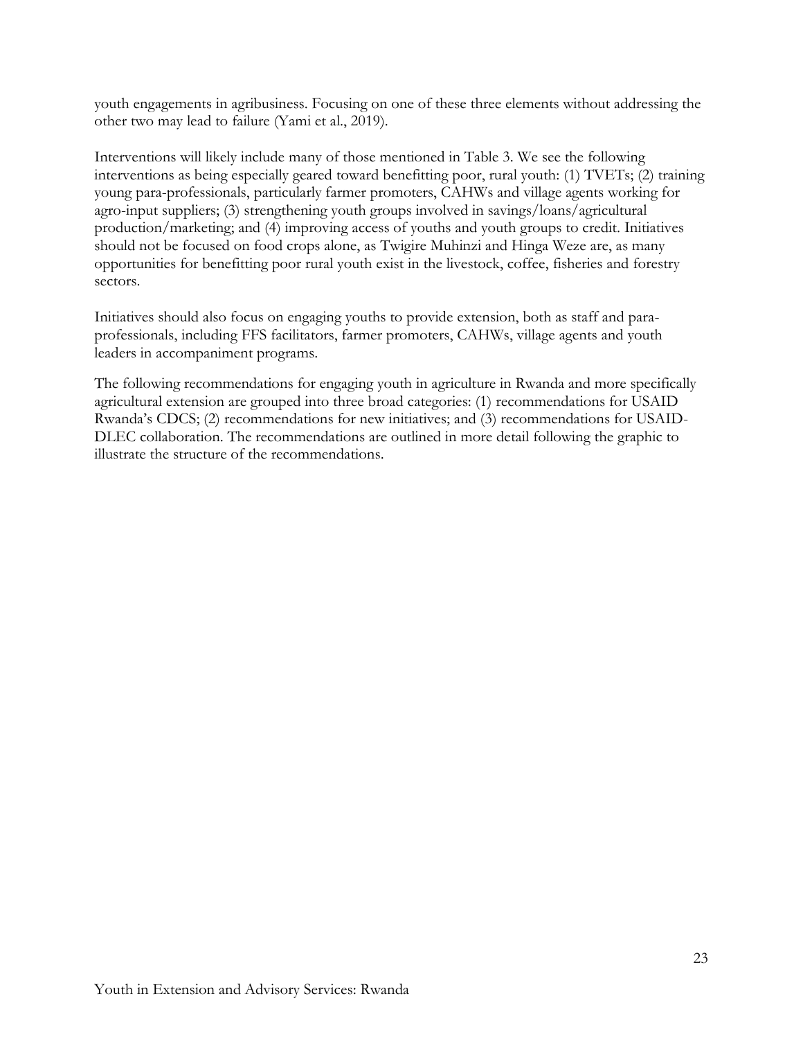youth engagements in agribusiness. Focusing on one of these three elements without addressing the other two may lead to failure (Yami et al., 2019).

Interventions will likely include many of those mentioned in Table 3. We see the following interventions as being especially geared toward benefitting poor, rural youth: (1) TVETs; (2) training young para-professionals, particularly farmer promoters, CAHWs and village agents working for agro-input suppliers; (3) strengthening youth groups involved in savings/loans/agricultural production/marketing; and (4) improving access of youths and youth groups to credit. Initiatives should not be focused on food crops alone, as Twigire Muhinzi and Hinga Weze are, as many opportunities for benefitting poor rural youth exist in the livestock, coffee, fisheries and forestry sectors.

Initiatives should also focus on engaging youths to provide extension, both as staff and para-professionals, including FFS facilitators, farmer promoters, CAHWs, village agents and youth leaders in accompaniment programs.

The following recommendations for engaging youth in agriculture in Rwanda and more specifically agricultural extension are grouped into three broad categories: (1) recommendations for USAID Rwanda's CDCS; (2) recommendations for new initiatives; and (3) recommendations for USAID-DLEC collaboration. The recommendations are outlined in more detail following the graphic to illustrate the structure of the recommendations.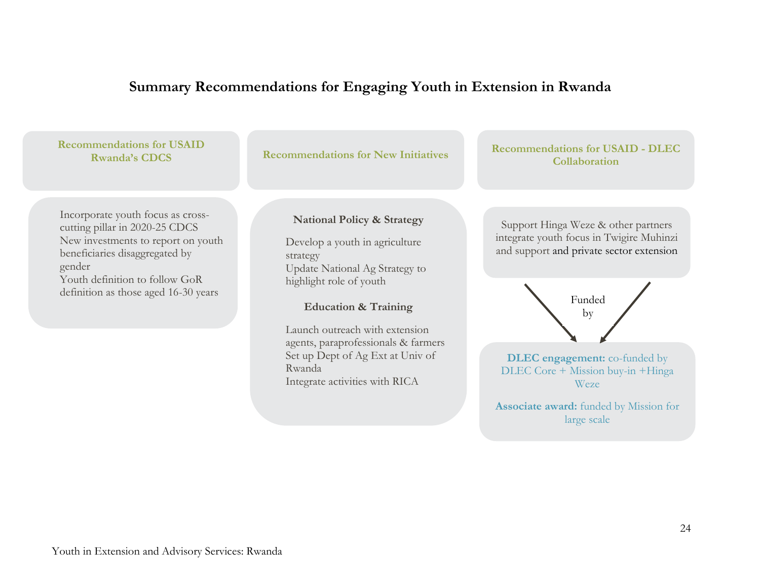## Summary Recommendations for Engaging Youth in Extension in Rwanda

### Recommendations for USAID Rwanda's CDCS

- Incorporate youth focus as cross-cutting pillar in 2020-25 CDCS
- New investments to report on youth beneficiaries disaggregated by gender
- Youth definition to follow GoR definition as those aged 16-30 years

### Recommendations for New Initiatives

**National Policy & Strategy**

- Develop a youth in agriculture strategy
- Update National Ag Strategy to highlight role of youth

**Education & Training**

- Launch outreach with extension agents, paraprofessionals & farmers
- Set up Dept of Ag Ext at Univ of Rwanda
- Integrate activities with RICA

### Recommendations for USAID - DLEC Collaboration

Support Hinga Weze & other partners integrate youth focus in Twigire Muhinzi and support and private sector extension

Funded by

**DLEC engagement:** co-funded by DLEC Core + Mission buy-in +Hinga Weze

**Associate award:** funded by Mission for large scale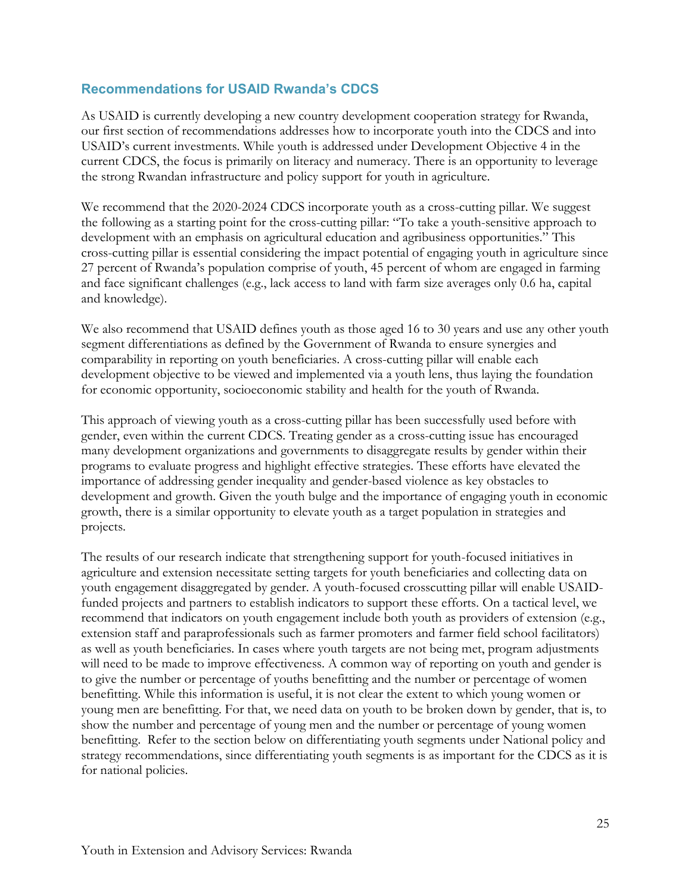## Recommendations for USAID Rwanda's CDCS

As USAID is currently developing a new country development cooperation strategy for Rwanda, our first section of recommendations addresses how to incorporate youth into the CDCS and into USAID's current investments. While youth is addressed under Development Objective 4 in the current CDCS, the focus is primarily on literacy and numeracy. There is an opportunity to leverage the strong Rwandan infrastructure and policy support for youth in agriculture.

We recommend that the 2020-2024 CDCS incorporate youth as a cross-cutting pillar. We suggest the following as a starting point for the cross-cutting pillar: "To take a youth-sensitive approach to development with an emphasis on agricultural education and agribusiness opportunities." This cross-cutting pillar is essential considering the impact potential of engaging youth in agriculture since 27 percent of Rwanda's population comprise of youth, 45 percent of whom are engaged in farming and face significant challenges (e.g., lack access to land with farm size averages only 0.6 ha, capital and knowledge).

We also recommend that USAID defines youth as those aged 16 to 30 years and use any other youth segment differentiations as defined by the Government of Rwanda to ensure synergies and comparability in reporting on youth beneficiaries. A cross-cutting pillar will enable each development objective to be viewed and implemented via a youth lens, thus laying the foundation for economic opportunity, socioeconomic stability and health for the youth of Rwanda.

This approach of viewing youth as a cross-cutting pillar has been successfully used before with gender, even within the current CDCS. Treating gender as a cross-cutting issue has encouraged many development organizations and governments to disaggregate results by gender within their programs to evaluate progress and highlight effective strategies. These efforts have elevated the importance of addressing gender inequality and gender-based violence as key obstacles to development and growth. Given the youth bulge and the importance of engaging youth in economic growth, there is a similar opportunity to elevate youth as a target population in strategies and projects.

The results of our research indicate that strengthening support for youth-focused initiatives in agriculture and extension necessitate setting targets for youth beneficiaries and collecting data on youth engagement disaggregated by gender. A youth-focused crosscutting pillar will enable USAID-funded projects and partners to establish indicators to support these efforts. On a tactical level, we recommend that indicators on youth engagement include both youth as providers of extension (e.g., extension staff and paraprofessionals such as farmer promoters and farmer field school facilitators) as well as youth beneficiaries. In cases where youth targets are not being met, program adjustments will need to be made to improve effectiveness. A common way of reporting on youth and gender is to give the number or percentage of youths benefitting and the number or percentage of women benefitting. While this information is useful, it is not clear the extent to which young women or young men are benefitting. For that, we need data on youth to be broken down by gender, that is, to show the number and percentage of young men and the number or percentage of young women benefitting. Refer to the section below on differentiating youth segments under National policy and strategy recommendations, since differentiating youth segments is as important for the CDCS as it is for national policies.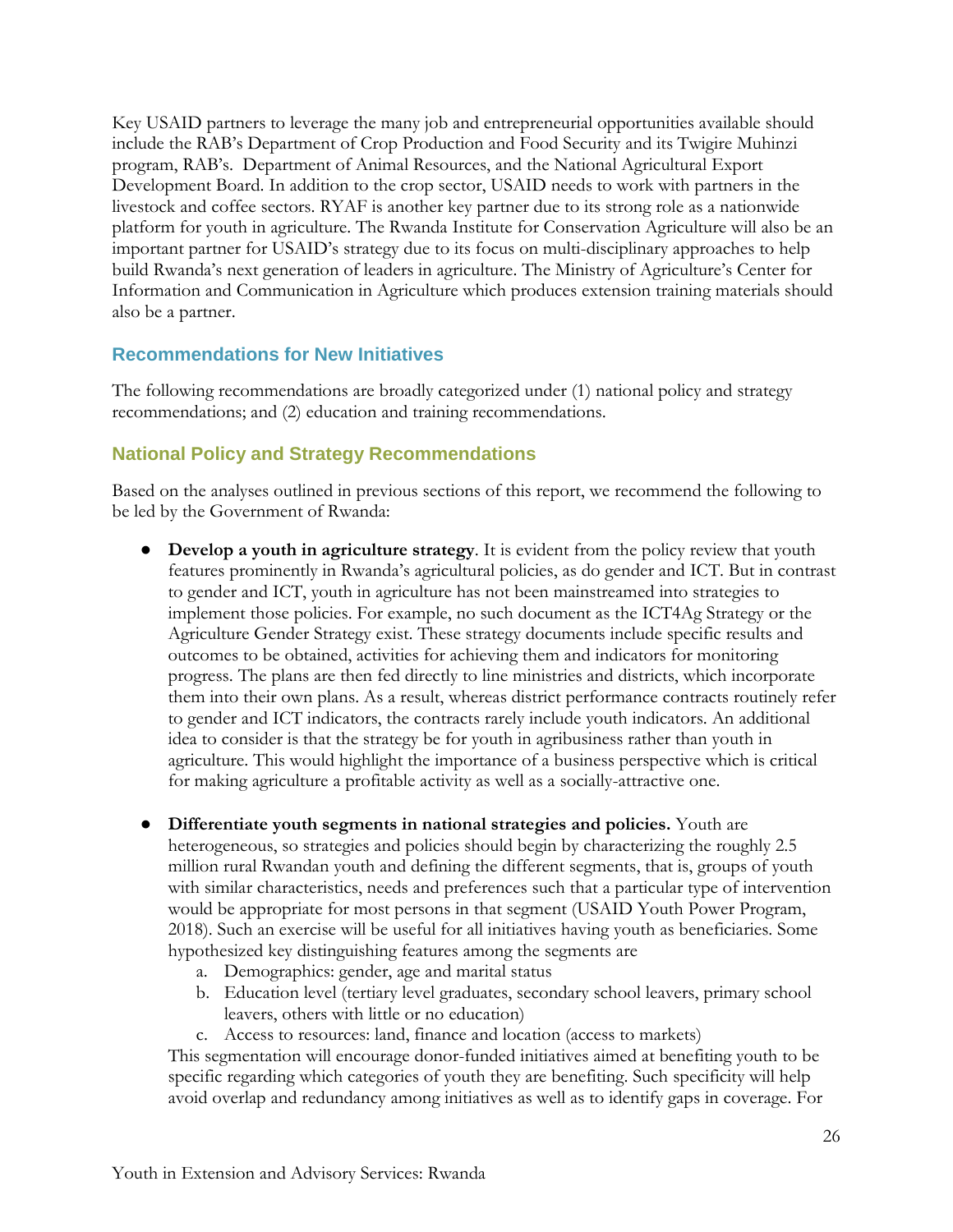Key USAID partners to leverage the many job and entrepreneurial opportunities available should include the RAB's Department of Crop Production and Food Security and its Twigire Muhinzi program, RAB's. Department of Animal Resources, and the National Agricultural Export Development Board. In addition to the crop sector, USAID needs to work with partners in the livestock and coffee sectors. RYAF is another key partner due to its strong role as a nationwide platform for youth in agriculture. The Rwanda Institute for Conservation Agriculture will also be an important partner for USAID's strategy due to its focus on multi-disciplinary approaches to help build Rwanda's next generation of leaders in agriculture. The Ministry of Agriculture's Center for Information and Communication in Agriculture which produces extension training materials should also be a partner.

## Recommendations for New Initiatives

The following recommendations are broadly categorized under (1) national policy and strategy recommendations; and (2) education and training recommendations.

### National Policy and Strategy Recommendations

Based on the analyses outlined in previous sections of this report, we recommend the following to be led by the Government of Rwanda:

- **Develop a youth in agriculture strategy**. It is evident from the policy review that youth features prominently in Rwanda's agricultural policies, as do gender and ICT. But in contrast to gender and ICT, youth in agriculture has not been mainstreamed into strategies to implement those policies. For example, no such document as the ICT4Ag Strategy or the Agriculture Gender Strategy exist. These strategy documents include specific results and outcomes to be obtained, activities for achieving them and indicators for monitoring progress. The plans are then fed directly to line ministries and districts, which incorporate them into their own plans. As a result, whereas district performance contracts routinely refer to gender and ICT indicators, the contracts rarely include youth indicators. An additional idea to consider is that the strategy be for youth in agribusiness rather than youth in agriculture. This would highlight the importance of a business perspective which is critical for making agriculture a profitable activity as well as a socially-attractive one.

- **Differentiate youth segments in national strategies and policies.** Youth are heterogeneous, so strategies and policies should begin by characterizing the roughly 2.5 million rural Rwandan youth and defining the different segments, that is, groups of youth with similar characteristics, needs and preferences such that a particular type of intervention would be appropriate for most persons in that segment (USAID Youth Power Program, 2018). Such an exercise will be useful for all initiatives having youth as beneficiaries. Some hypothesized key distinguishing features among the segments are
  a. Demographics: gender, age and marital status
  b. Education level (tertiary level graduates, secondary school leavers, primary school leavers, others with little or no education)
  c. Access to resources: land, finance and location (access to markets)

  This segmentation will encourage donor-funded initiatives aimed at benefiting youth to be specific regarding which categories of youth they are benefiting. Such specificity will help avoid overlap and redundancy among initiatives as well as to identify gaps in coverage. For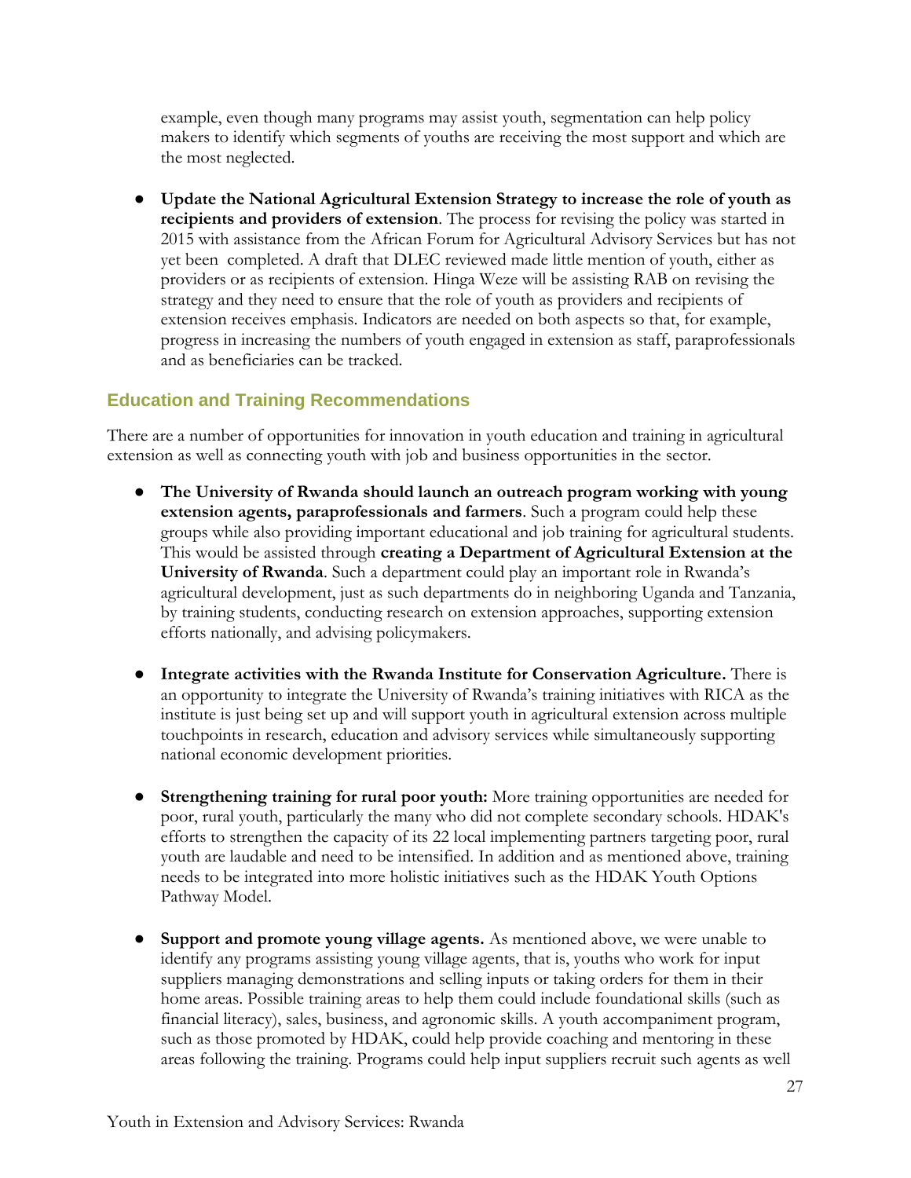example, even though many programs may assist youth, segmentation can help policy makers to identify which segments of youths are receiving the most support and which are the most neglected.

- **Update the National Agricultural Extension Strategy to increase the role of youth as recipients and providers of extension**. The process for revising the policy was started in 2015 with assistance from the African Forum for Agricultural Advisory Services but has not yet been completed. A draft that DLEC reviewed made little mention of youth, either as providers or as recipients of extension. Hinga Weze will be assisting RAB on revising the strategy and they need to ensure that the role of youth as providers and recipients of extension receives emphasis. Indicators are needed on both aspects so that, for example, progress in increasing the numbers of youth engaged in extension as staff, paraprofessionals and as beneficiaries can be tracked.

## Education and Training Recommendations

There are a number of opportunities for innovation in youth education and training in agricultural extension as well as connecting youth with job and business opportunities in the sector.

- **The University of Rwanda should launch an outreach program working with young extension agents, paraprofessionals and farmers**. Such a program could help these groups while also providing important educational and job training for agricultural students. This would be assisted through **creating a Department of Agricultural Extension at the University of Rwanda**. Such a department could play an important role in Rwanda's agricultural development, just as such departments do in neighboring Uganda and Tanzania, by training students, conducting research on extension approaches, supporting extension efforts nationally, and advising policymakers.

- **Integrate activities with the Rwanda Institute for Conservation Agriculture.** There is an opportunity to integrate the University of Rwanda's training initiatives with RICA as the institute is just being set up and will support youth in agricultural extension across multiple touchpoints in research, education and advisory services while simultaneously supporting national economic development priorities.

- **Strengthening training for rural poor youth:** More training opportunities are needed for poor, rural youth, particularly the many who did not complete secondary schools. HDAK's efforts to strengthen the capacity of its 22 local implementing partners targeting poor, rural youth are laudable and need to be intensified. In addition and as mentioned above, training needs to be integrated into more holistic initiatives such as the HDAK Youth Options Pathway Model.

- **Support and promote young village agents.** As mentioned above, we were unable to identify any programs assisting young village agents, that is, youths who work for input suppliers managing demonstrations and selling inputs or taking orders for them in their home areas. Possible training areas to help them could include foundational skills (such as financial literacy), sales, business, and agronomic skills. A youth accompaniment program, such as those promoted by HDAK, could help provide coaching and mentoring in these areas following the training. Programs could help input suppliers recruit such agents as well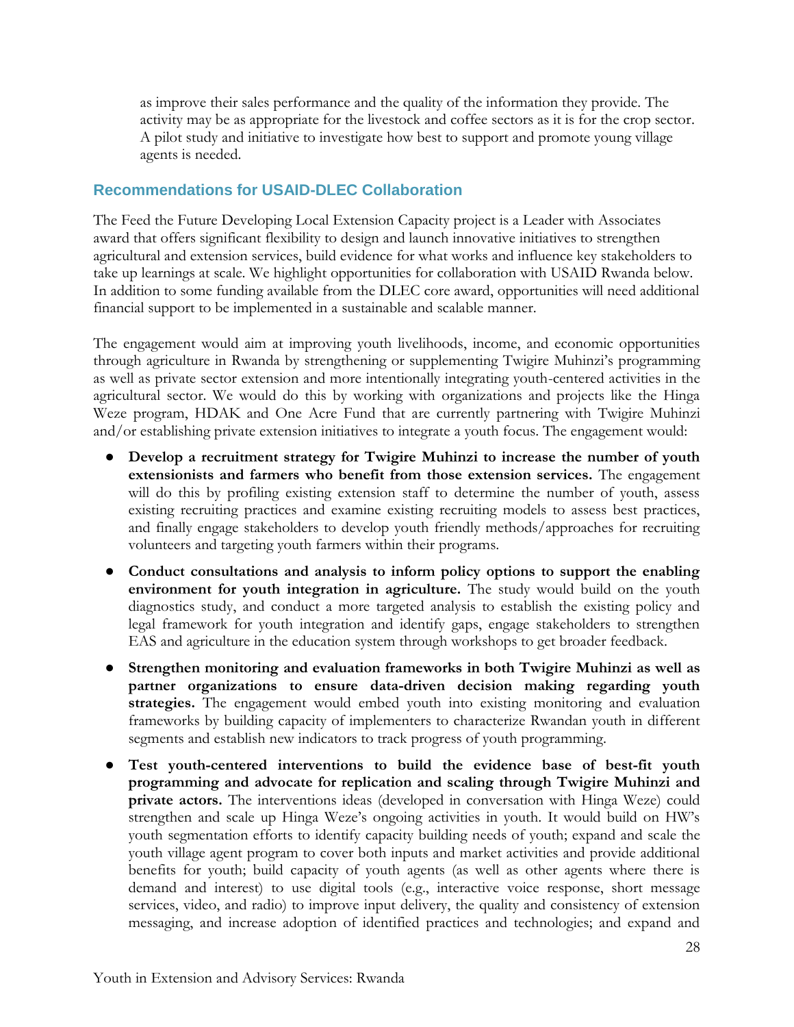as improve their sales performance and the quality of the information they provide. The activity may be as appropriate for the livestock and coffee sectors as it is for the crop sector. A pilot study and initiative to investigate how best to support and promote young village agents is needed.

### Recommendations for USAID-DLEC Collaboration

The Feed the Future Developing Local Extension Capacity project is a Leader with Associates award that offers significant flexibility to design and launch innovative initiatives to strengthen agricultural and extension services, build evidence for what works and influence key stakeholders to take up learnings at scale. We highlight opportunities for collaboration with USAID Rwanda below. In addition to some funding available from the DLEC core award, opportunities will need additional financial support to be implemented in a sustainable and scalable manner.

The engagement would aim at improving youth livelihoods, income, and economic opportunities through agriculture in Rwanda by strengthening or supplementing Twigire Muhinzi's programming as well as private sector extension and more intentionally integrating youth-centered activities in the agricultural sector. We would do this by working with organizations and projects like the Hinga Weze program, HDAK and One Acre Fund that are currently partnering with Twigire Muhinzi and/or establishing private extension initiatives to integrate a youth focus. The engagement would:

- **Develop a recruitment strategy for Twigire Muhinzi to increase the number of youth extensionists and farmers who benefit from those extension services.** The engagement will do this by profiling existing extension staff to determine the number of youth, assess existing recruiting practices and examine existing recruiting models to assess best practices, and finally engage stakeholders to develop youth friendly methods/approaches for recruiting volunteers and targeting youth farmers within their programs.
- **Conduct consultations and analysis to inform policy options to support the enabling environment for youth integration in agriculture.** The study would build on the youth diagnostics study, and conduct a more targeted analysis to establish the existing policy and legal framework for youth integration and identify gaps, engage stakeholders to strengthen EAS and agriculture in the education system through workshops to get broader feedback.
- **Strengthen monitoring and evaluation frameworks in both Twigire Muhinzi as well as partner organizations to ensure data-driven decision making regarding youth strategies.** The engagement would embed youth into existing monitoring and evaluation frameworks by building capacity of implementers to characterize Rwandan youth in different segments and establish new indicators to track progress of youth programming.
- **Test youth-centered interventions to build the evidence base of best-fit youth programming and advocate for replication and scaling through Twigire Muhinzi and private actors.** The interventions ideas (developed in conversation with Hinga Weze) could strengthen and scale up Hinga Weze's ongoing activities in youth. It would build on HW's youth segmentation efforts to identify capacity building needs of youth; expand and scale the youth village agent program to cover both inputs and market activities and provide additional benefits for youth; build capacity of youth agents (as well as other agents where there is demand and interest) to use digital tools (e.g., interactive voice response, short message services, video, and radio) to improve input delivery, the quality and consistency of extension messaging, and increase adoption of identified practices and technologies; and expand and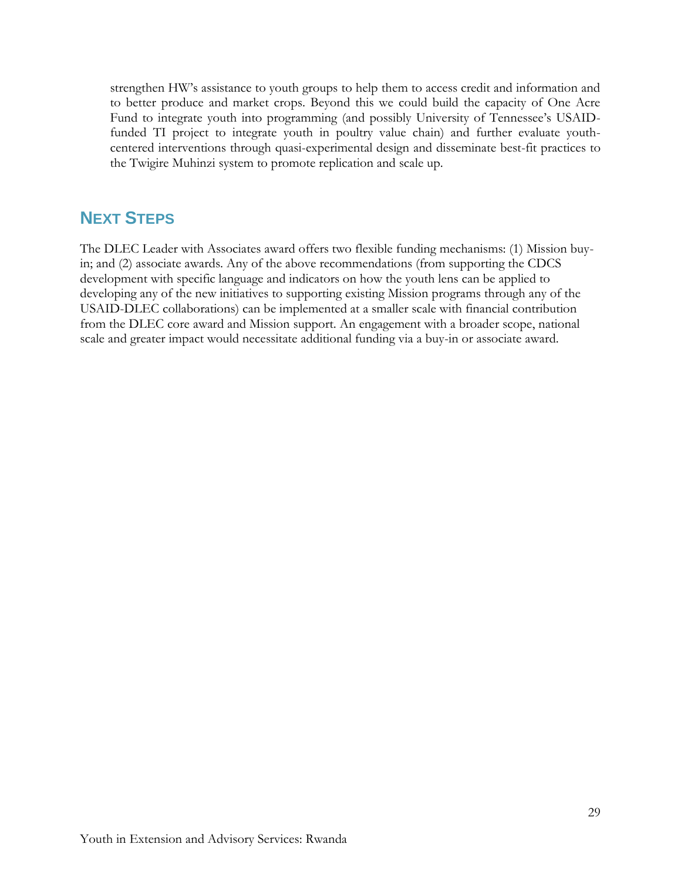strengthen HW's assistance to youth groups to help them to access credit and information and to better produce and market crops. Beyond this we could build the capacity of One Acre Fund to integrate youth into programming (and possibly University of Tennessee's USAID-funded TI project to integrate youth in poultry value chain) and further evaluate youth-centered interventions through quasi-experimental design and disseminate best-fit practices to the Twigire Muhinzi system to promote replication and scale up.

## Next Steps

The DLEC Leader with Associates award offers two flexible funding mechanisms: (1) Mission buy-in; and (2) associate awards. Any of the above recommendations (from supporting the CDCS development with specific language and indicators on how the youth lens can be applied to developing any of the new initiatives to supporting existing Mission programs through any of the USAID-DLEC collaborations) can be implemented at a smaller scale with financial contribution from the DLEC core award and Mission support. An engagement with a broader scope, national scale and greater impact would necessitate additional funding via a buy-in or associate award.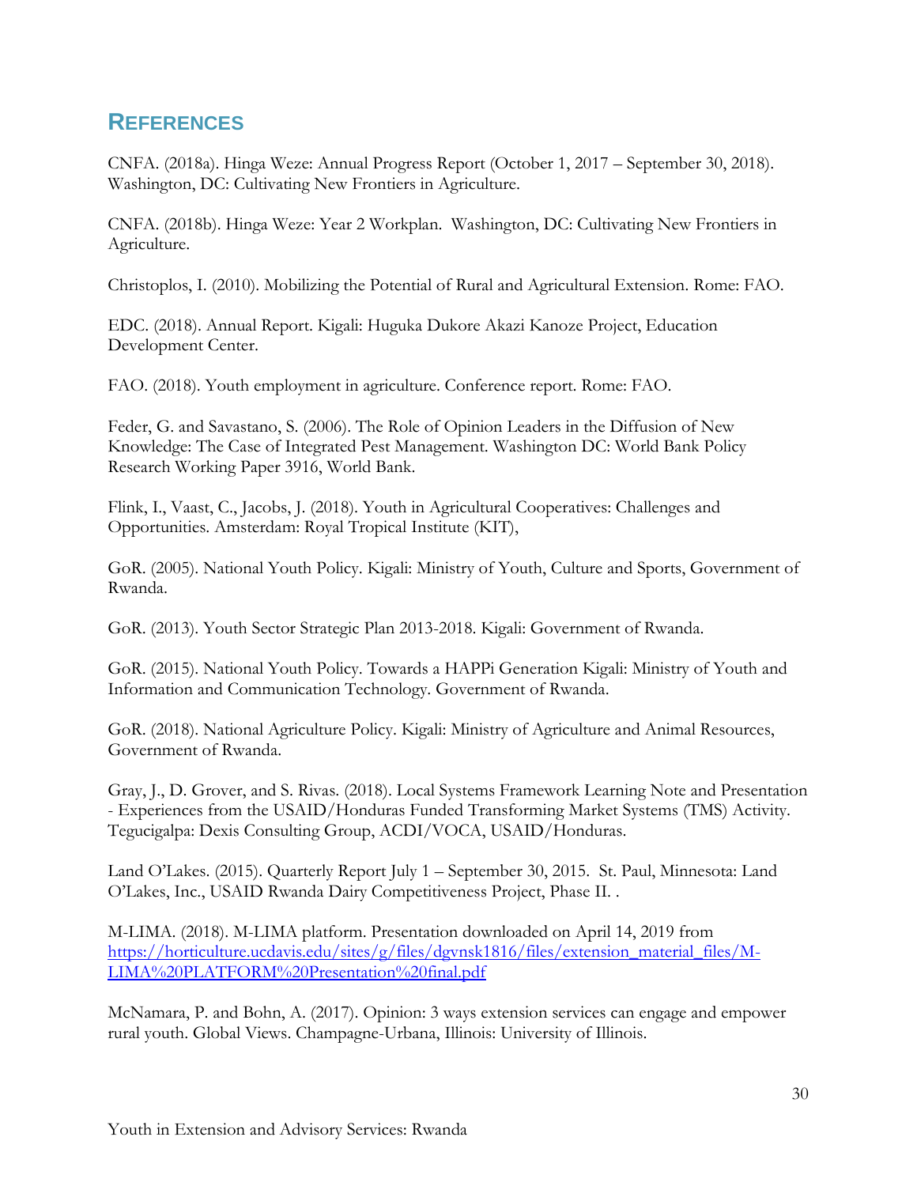## REFERENCES

CNFA. (2018a). Hinga Weze: Annual Progress Report (October 1, 2017 – September 30, 2018). Washington, DC: Cultivating New Frontiers in Agriculture.

CNFA. (2018b). Hinga Weze: Year 2 Workplan. Washington, DC: Cultivating New Frontiers in Agriculture.

Christoplos, I. (2010). Mobilizing the Potential of Rural and Agricultural Extension. Rome: FAO.

EDC. (2018). Annual Report. Kigali: Huguka Dukore Akazi Kanoze Project, Education Development Center.

FAO. (2018). Youth employment in agriculture. Conference report. Rome: FAO.

Feder, G. and Savastano, S. (2006). The Role of Opinion Leaders in the Diffusion of New Knowledge: The Case of Integrated Pest Management. Washington DC: World Bank Policy Research Working Paper 3916, World Bank.

Flink, I., Vaast, C., Jacobs, J. (2018). Youth in Agricultural Cooperatives: Challenges and Opportunities. Amsterdam: Royal Tropical Institute (KIT),

GoR. (2005). National Youth Policy. Kigali: Ministry of Youth, Culture and Sports, Government of Rwanda.

GoR. (2013). Youth Sector Strategic Plan 2013-2018. Kigali: Government of Rwanda.

GoR. (2015). National Youth Policy. Towards a HAPPi Generation Kigali: Ministry of Youth and Information and Communication Technology. Government of Rwanda.

GoR. (2018). National Agriculture Policy. Kigali: Ministry of Agriculture and Animal Resources, Government of Rwanda.

Gray, J., D. Grover, and S. Rivas. (2018). Local Systems Framework Learning Note and Presentation - Experiences from the USAID/Honduras Funded Transforming Market Systems (TMS) Activity. Tegucigalpa: Dexis Consulting Group, ACDI/VOCA, USAID/Honduras.

Land O'Lakes. (2015). Quarterly Report July 1 – September 30, 2015. St. Paul, Minnesota: Land O'Lakes, Inc., USAID Rwanda Dairy Competitiveness Project, Phase II. .

M-LIMA. (2018). M-LIMA platform. Presentation downloaded on April 14, 2019 from [https://horticulture.ucdavis.edu/sites/g/files/dgvnsk1816/files/extension_material_files/M-LIMA%20PLATFORM%20Presentation%20final.pdf](https://horticulture.ucdavis.edu/sites/g/files/dgvnsk1816/files/extension_material_files/M-LIMA%20PLATFORM%20Presentation%20final.pdf)

McNamara, P. and Bohn, A. (2017). Opinion: 3 ways extension services can engage and empower rural youth. Global Views. Champagne-Urbana, Illinois: University of Illinois.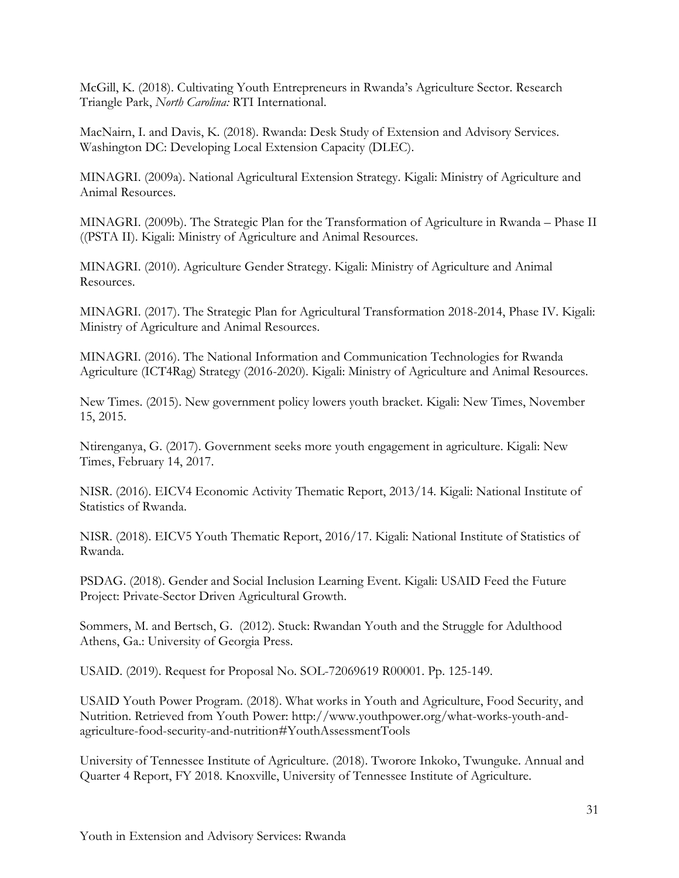McGill, K. (2018). Cultivating Youth Entrepreneurs in Rwanda's Agriculture Sector. Research Triangle Park, *North Carolina:* RTI International.

MacNairn, I. and Davis, K. (2018). Rwanda: Desk Study of Extension and Advisory Services. Washington DC: Developing Local Extension Capacity (DLEC).

MINAGRI. (2009a). National Agricultural Extension Strategy. Kigali: Ministry of Agriculture and Animal Resources.

MINAGRI. (2009b). The Strategic Plan for the Transformation of Agriculture in Rwanda – Phase II ((PSTA II). Kigali: Ministry of Agriculture and Animal Resources.

MINAGRI. (2010). Agriculture Gender Strategy. Kigali: Ministry of Agriculture and Animal Resources.

MINAGRI. (2017). The Strategic Plan for Agricultural Transformation 2018-2014, Phase IV. Kigali: Ministry of Agriculture and Animal Resources.

MINAGRI. (2016). The National Information and Communication Technologies for Rwanda Agriculture (ICT4Rag) Strategy (2016-2020). Kigali: Ministry of Agriculture and Animal Resources.

New Times. (2015). New government policy lowers youth bracket. Kigali: New Times, November 15, 2015.

Ntirenganya, G. (2017). Government seeks more youth engagement in agriculture. Kigali: New Times, February 14, 2017.

NISR. (2016). EICV4 Economic Activity Thematic Report, 2013/14. Kigali: National Institute of Statistics of Rwanda.

NISR. (2018). EICV5 Youth Thematic Report, 2016/17. Kigali: National Institute of Statistics of Rwanda.

PSDAG. (2018). Gender and Social Inclusion Learning Event. Kigali: USAID Feed the Future Project: Private-Sector Driven Agricultural Growth.

Sommers, M. and Bertsch, G. (2012). Stuck: Rwandan Youth and the Struggle for Adulthood Athens, Ga.: University of Georgia Press.

USAID. (2019). Request for Proposal No. SOL-72069619 R00001. Pp. 125-149.

USAID Youth Power Program. (2018). What works in Youth and Agriculture, Food Security, and Nutrition. Retrieved from Youth Power: http://www.youthpower.org/what-works-youth-and-agriculture-food-security-and-nutrition#YouthAssessmentTools

University of Tennessee Institute of Agriculture. (2018). Tworore Inkoko, Twunguke. Annual and Quarter 4 Report, FY 2018. Knoxville, University of Tennessee Institute of Agriculture.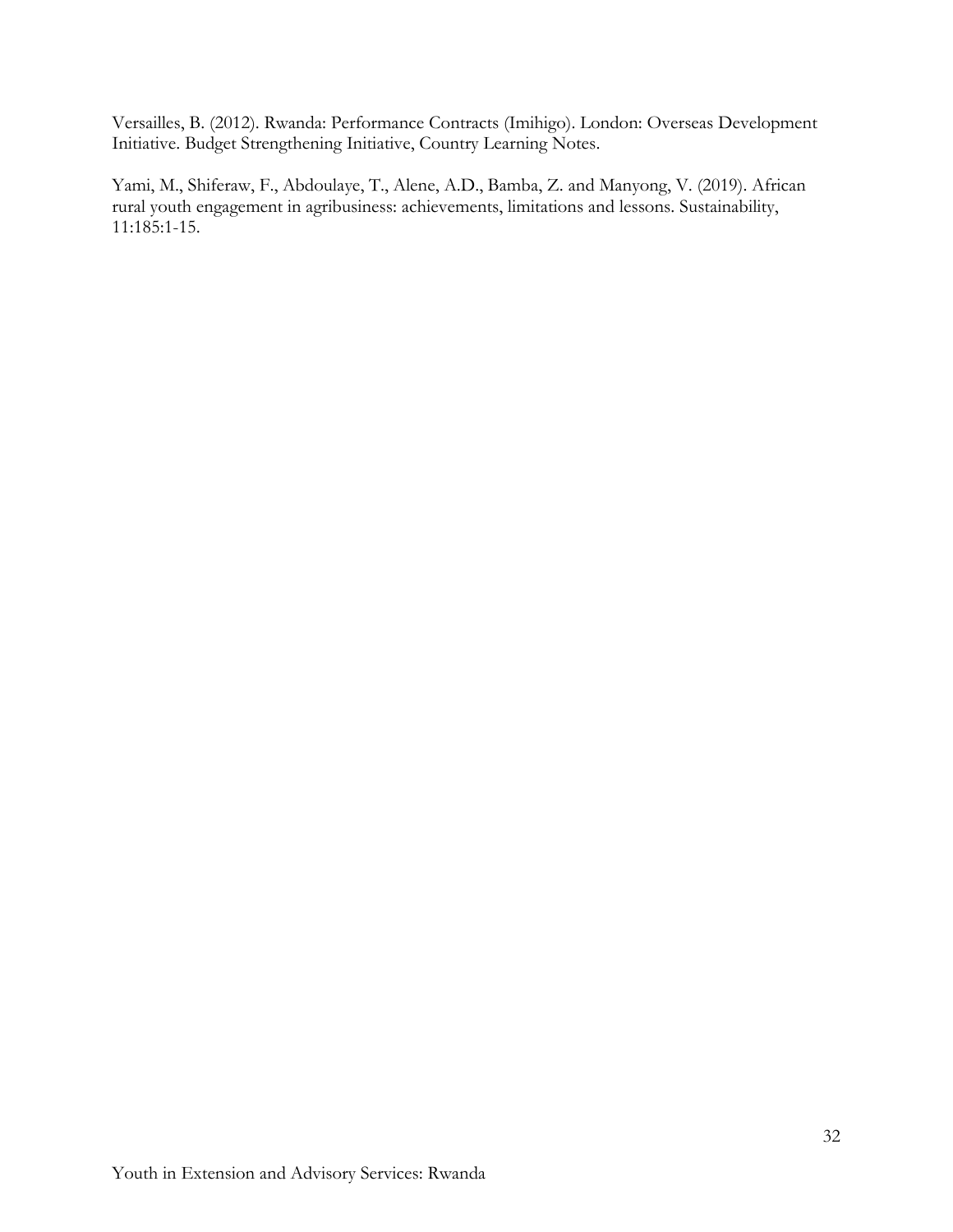Versailles, B. (2012). Rwanda: Performance Contracts (Imihigo). London: Overseas Development Initiative. Budget Strengthening Initiative, Country Learning Notes.

Yami, M., Shiferaw, F., Abdoulaye, T., Alene, A.D., Bamba, Z. and Manyong, V. (2019). African rural youth engagement in agribusiness: achievements, limitations and lessons. Sustainability, 11:185:1-15.